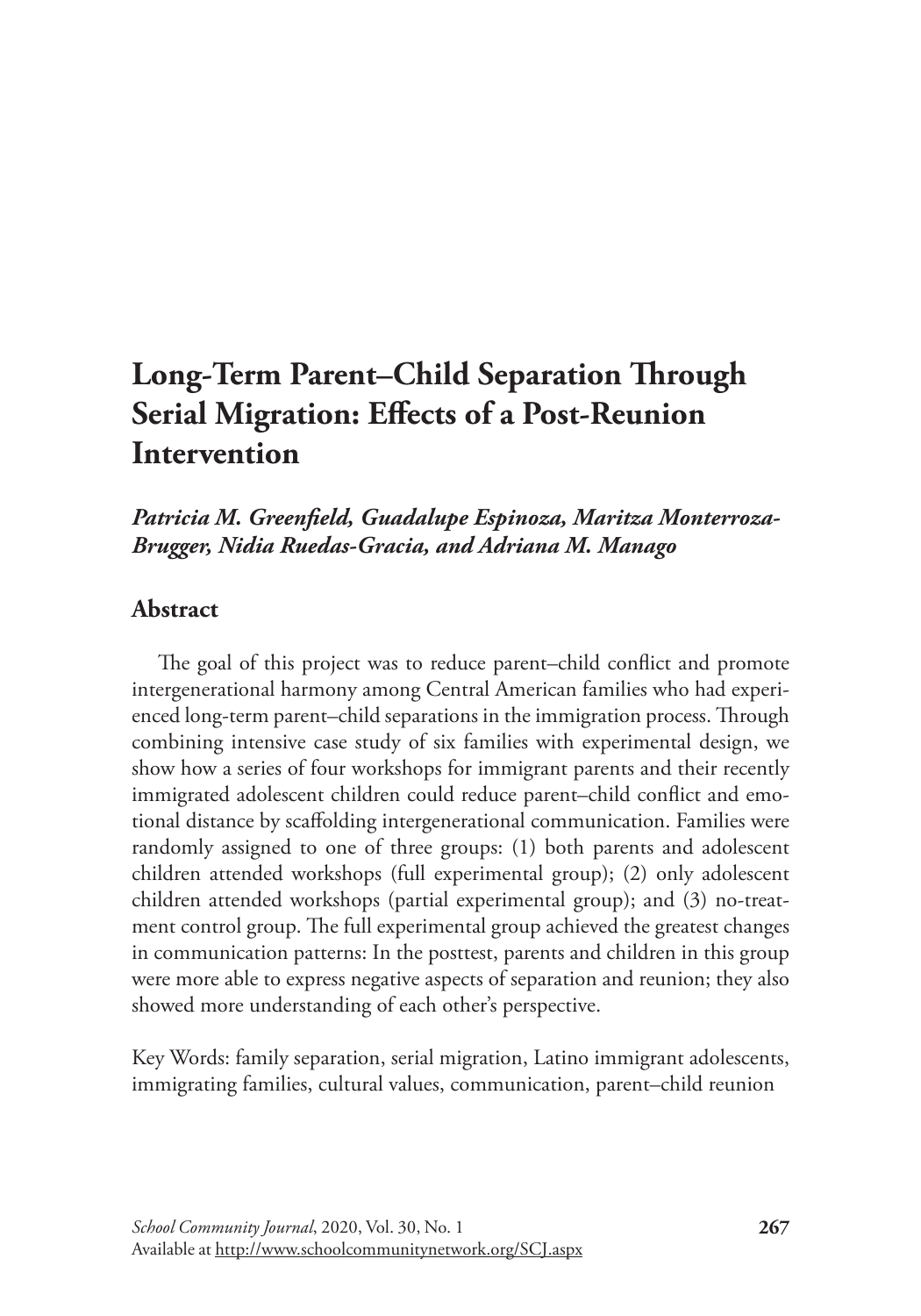# Long-Term Parent–Child Separation Through Serial Migration: Effects of a Post-Reunion Intervention

***Patricia M. Greenfield, Guadalupe Espinoza, Maritza Monterroza-Brugger, Nidia Ruedas-Gracia, and Adriana M. Manago***

## Abstract

The goal of this project was to reduce parent–child conflict and promote intergenerational harmony among Central American families who had experienced long-term parent–child separations in the immigration process. Through combining intensive case study of six families with experimental design, we show how a series of four workshops for immigrant parents and their recently immigrated adolescent children could reduce parent–child conflict and emotional distance by scaffolding intergenerational communication. Families were randomly assigned to one of three groups: (1) both parents and adolescent children attended workshops (full experimental group); (2) only adolescent children attended workshops (partial experimental group); and (3) no-treatment control group. The full experimental group achieved the greatest changes in communication patterns: In the posttest, parents and children in this group were more able to express negative aspects of separation and reunion; they also showed more understanding of each other's perspective.

Key Words: family separation, serial migration, Latino immigrant adolescents, immigrating families, cultural values, communication, parent–child reunion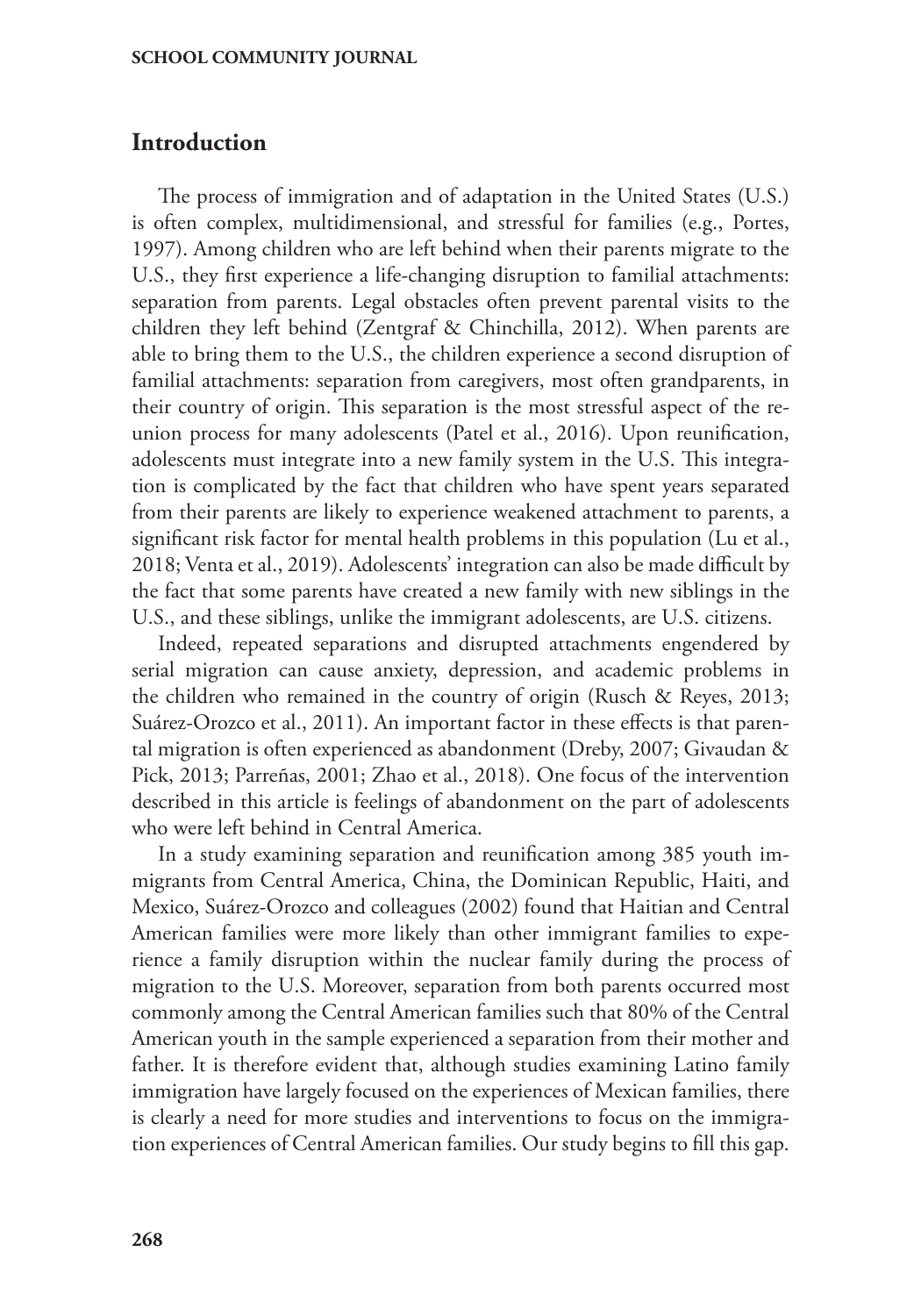## Introduction

The process of immigration and of adaptation in the United States (U.S.) is often complex, multidimensional, and stressful for families (e.g., Portes, 1997). Among children who are left behind when their parents migrate to the U.S., they first experience a life-changing disruption to familial attachments: separation from parents. Legal obstacles often prevent parental visits to the children they left behind (Zentgraf & Chinchilla, 2012). When parents are able to bring them to the U.S., the children experience a second disruption of familial attachments: separation from caregivers, most often grandparents, in their country of origin. This separation is the most stressful aspect of the reunion process for many adolescents (Patel et al., 2016). Upon reunification, adolescents must integrate into a new family system in the U.S. This integration is complicated by the fact that children who have spent years separated from their parents are likely to experience weakened attachment to parents, a significant risk factor for mental health problems in this population (Lu et al., 2018; Venta et al., 2019). Adolescents' integration can also be made difficult by the fact that some parents have created a new family with new siblings in the U.S., and these siblings, unlike the immigrant adolescents, are U.S. citizens.

Indeed, repeated separations and disrupted attachments engendered by serial migration can cause anxiety, depression, and academic problems in the children who remained in the country of origin (Rusch & Reyes, 2013; Suárez-Orozco et al., 2011). An important factor in these effects is that parental migration is often experienced as abandonment (Dreby, 2007; Givaudan & Pick, 2013; Parreñas, 2001; Zhao et al., 2018). One focus of the intervention described in this article is feelings of abandonment on the part of adolescents who were left behind in Central America.

In a study examining separation and reunification among 385 youth immigrants from Central America, China, the Dominican Republic, Haiti, and Mexico, Suárez-Orozco and colleagues (2002) found that Haitian and Central American families were more likely than other immigrant families to experience a family disruption within the nuclear family during the process of migration to the U.S. Moreover, separation from both parents occurred most commonly among the Central American families such that 80% of the Central American youth in the sample experienced a separation from their mother and father. It is therefore evident that, although studies examining Latino family immigration have largely focused on the experiences of Mexican families, there is clearly a need for more studies and interventions to focus on the immigration experiences of Central American families. Our study begins to fill this gap.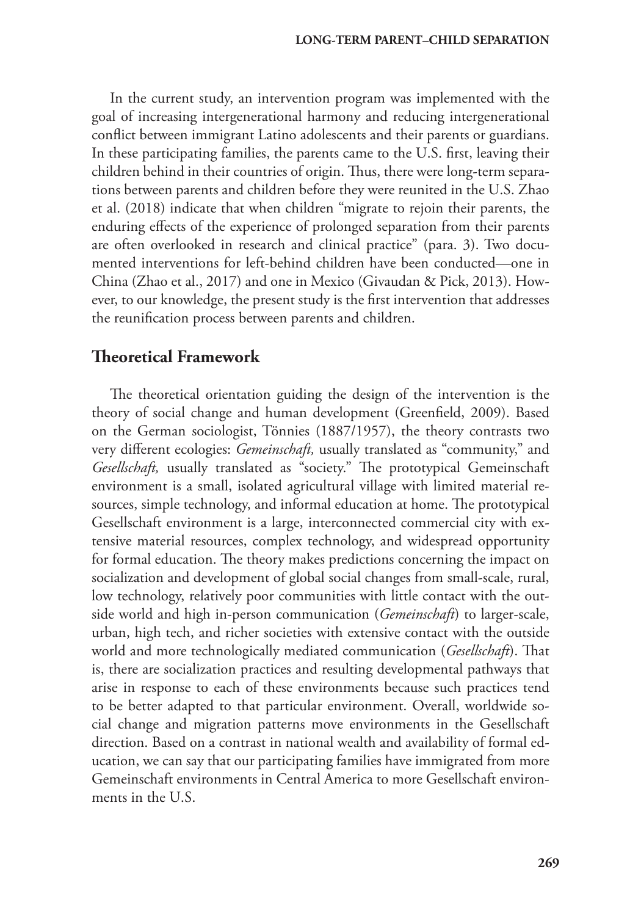In the current study, an intervention program was implemented with the goal of increasing intergenerational harmony and reducing intergenerational conflict between immigrant Latino adolescents and their parents or guardians. In these participating families, the parents came to the U.S. first, leaving their children behind in their countries of origin. Thus, there were long-term separations between parents and children before they were reunited in the U.S. Zhao et al. (2018) indicate that when children "migrate to rejoin their parents, the enduring effects of the experience of prolonged separation from their parents are often overlooked in research and clinical practice" (para. 3). Two documented interventions for left-behind children have been conducted—one in China (Zhao et al., 2017) and one in Mexico (Givaudan & Pick, 2013). However, to our knowledge, the present study is the first intervention that addresses the reunification process between parents and children.

## Theoretical Framework

The theoretical orientation guiding the design of the intervention is the theory of social change and human development (Greenfield, 2009). Based on the German sociologist, Tönnies (1887/1957), the theory contrasts two very different ecologies: *Gemeinschaft,* usually translated as "community," and *Gesellschaft,* usually translated as "society." The prototypical Gemeinschaft environment is a small, isolated agricultural village with limited material resources, simple technology, and informal education at home. The prototypical Gesellschaft environment is a large, interconnected commercial city with extensive material resources, complex technology, and widespread opportunity for formal education. The theory makes predictions concerning the impact on socialization and development of global social changes from small-scale, rural, low technology, relatively poor communities with little contact with the outside world and high in-person communication (*Gemeinschaft*) to larger-scale, urban, high tech, and richer societies with extensive contact with the outside world and more technologically mediated communication (*Gesellschaft*). That is, there are socialization practices and resulting developmental pathways that arise in response to each of these environments because such practices tend to be better adapted to that particular environment. Overall, worldwide social change and migration patterns move environments in the Gesellschaft direction. Based on a contrast in national wealth and availability of formal education, we can say that our participating families have immigrated from more Gemeinschaft environments in Central America to more Gesellschaft environments in the U.S.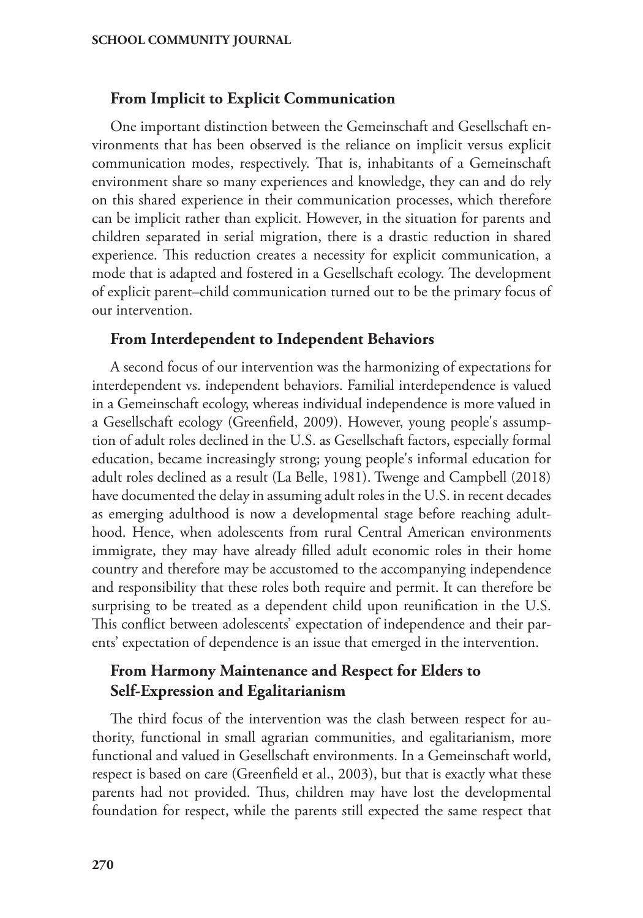## From Implicit to Explicit Communication

One important distinction between the Gemeinschaft and Gesellschaft environments that has been observed is the reliance on implicit versus explicit communication modes, respectively. That is, inhabitants of a Gemeinschaft environment share so many experiences and knowledge, they can and do rely on this shared experience in their communication processes, which therefore can be implicit rather than explicit. However, in the situation for parents and children separated in serial migration, there is a drastic reduction in shared experience. This reduction creates a necessity for explicit communication, a mode that is adapted and fostered in a Gesellschaft ecology. The development of explicit parent–child communication turned out to be the primary focus of our intervention.

## From Interdependent to Independent Behaviors

A second focus of our intervention was the harmonizing of expectations for interdependent vs. independent behaviors. Familial interdependence is valued in a Gemeinschaft ecology, whereas individual independence is more valued in a Gesellschaft ecology (Greenfield, 2009). However, young people's assumption of adult roles declined in the U.S. as Gesellschaft factors, especially formal education, became increasingly strong; young people's informal education for adult roles declined as a result (La Belle, 1981). Twenge and Campbell (2018) have documented the delay in assuming adult roles in the U.S. in recent decades as emerging adulthood is now a developmental stage before reaching adulthood. Hence, when adolescents from rural Central American environments immigrate, they may have already filled adult economic roles in their home country and therefore may be accustomed to the accompanying independence and responsibility that these roles both require and permit. It can therefore be surprising to be treated as a dependent child upon reunification in the U.S. This conflict between adolescents' expectation of independence and their parents' expectation of dependence is an issue that emerged in the intervention.

## From Harmony Maintenance and Respect for Elders to Self-Expression and Egalitarianism

The third focus of the intervention was the clash between respect for authority, functional in small agrarian communities, and egalitarianism, more functional and valued in Gesellschaft environments. In a Gemeinschaft world, respect is based on care (Greenfield et al., 2003), but that is exactly what these parents had not provided. Thus, children may have lost the developmental foundation for respect, while the parents still expected the same respect that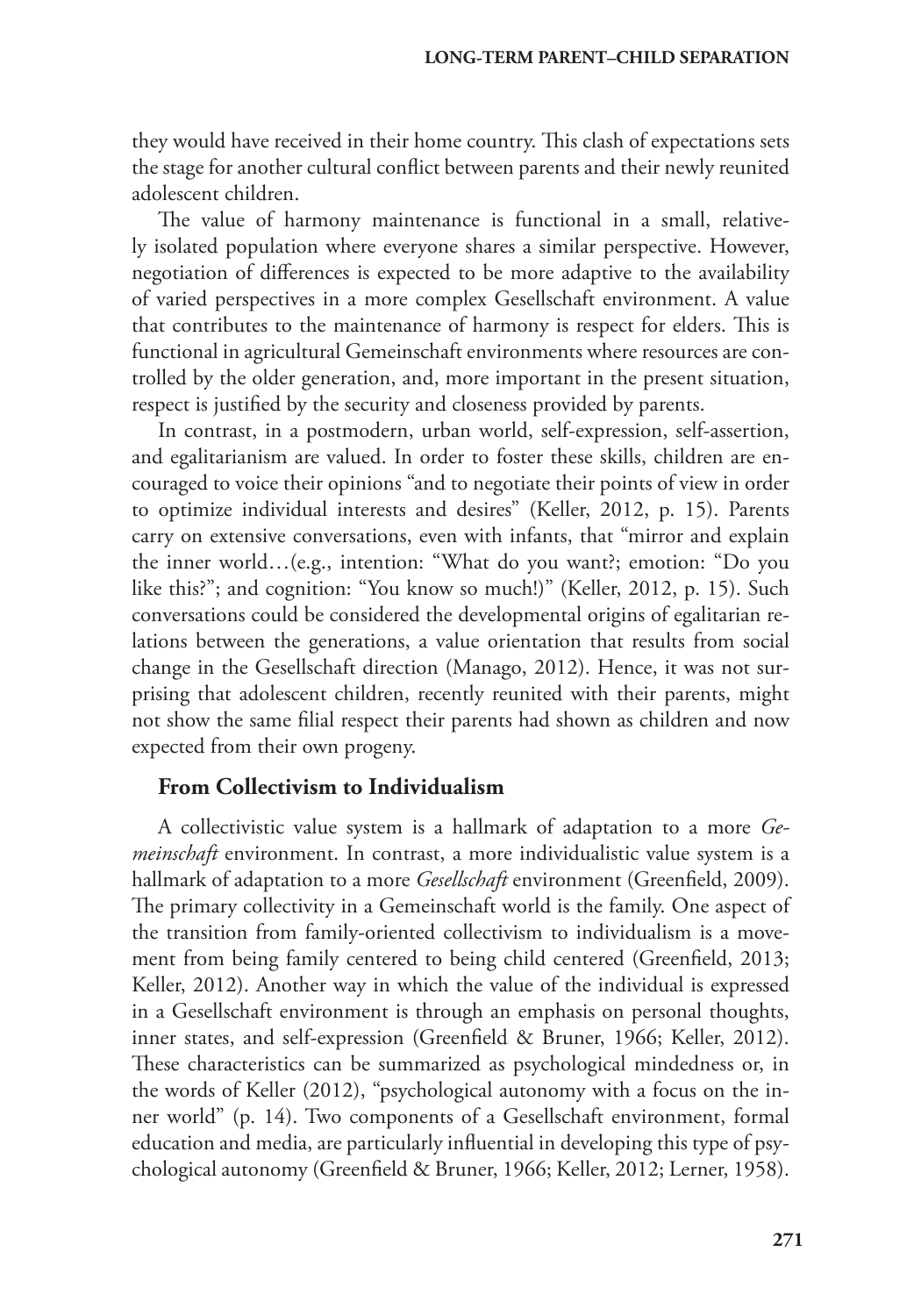they would have received in their home country. This clash of expectations sets the stage for another cultural conflict between parents and their newly reunited adolescent children.

The value of harmony maintenance is functional in a small, relatively isolated population where everyone shares a similar perspective. However, negotiation of differences is expected to be more adaptive to the availability of varied perspectives in a more complex Gesellschaft environment. A value that contributes to the maintenance of harmony is respect for elders. This is functional in agricultural Gemeinschaft environments where resources are controlled by the older generation, and, more important in the present situation, respect is justified by the security and closeness provided by parents.

In contrast, in a postmodern, urban world, self-expression, self-assertion, and egalitarianism are valued. In order to foster these skills, children are encouraged to voice their opinions "and to negotiate their points of view in order to optimize individual interests and desires" (Keller, 2012, p. 15). Parents carry on extensive conversations, even with infants, that "mirror and explain the inner world…(e.g., intention: "What do you want?; emotion: "Do you like this?"; and cognition: "You know so much!)" (Keller, 2012, p. 15). Such conversations could be considered the developmental origins of egalitarian relations between the generations, a value orientation that results from social change in the Gesellschaft direction (Manago, 2012). Hence, it was not surprising that adolescent children, recently reunited with their parents, might not show the same filial respect their parents had shown as children and now expected from their own progeny.

## From Collectivism to Individualism

A collectivistic value system is a hallmark of adaptation to a more *Gemeinschaft* environment. In contrast, a more individualistic value system is a hallmark of adaptation to a more *Gesellschaft* environment (Greenfield, 2009). The primary collectivity in a Gemeinschaft world is the family. One aspect of the transition from family-oriented collectivism to individualism is a movement from being family centered to being child centered (Greenfield, 2013; Keller, 2012). Another way in which the value of the individual is expressed in a Gesellschaft environment is through an emphasis on personal thoughts, inner states, and self-expression (Greenfield & Bruner, 1966; Keller, 2012). These characteristics can be summarized as psychological mindedness or, in the words of Keller (2012), "psychological autonomy with a focus on the inner world" (p. 14). Two components of a Gesellschaft environment, formal education and media, are particularly influential in developing this type of psychological autonomy (Greenfield & Bruner, 1966; Keller, 2012; Lerner, 1958).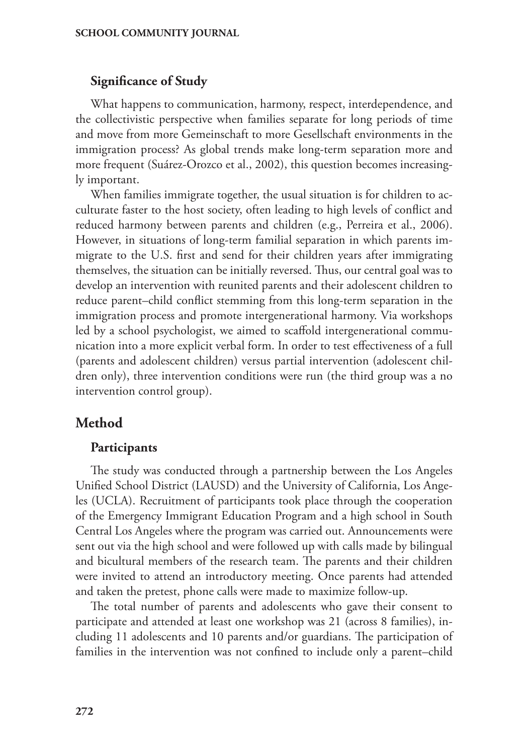### Significance of Study

What happens to communication, harmony, respect, interdependence, and the collectivistic perspective when families separate for long periods of time and move from more Gemeinschaft to more Gesellschaft environments in the immigration process? As global trends make long-term separation more and more frequent (Suárez-Orozco et al., 2002), this question becomes increasingly important.

When families immigrate together, the usual situation is for children to acculturate faster to the host society, often leading to high levels of conflict and reduced harmony between parents and children (e.g., Perreira et al., 2006). However, in situations of long-term familial separation in which parents immigrate to the U.S. first and send for their children years after immigrating themselves, the situation can be initially reversed. Thus, our central goal was to develop an intervention with reunited parents and their adolescent children to reduce parent–child conflict stemming from this long-term separation in the immigration process and promote intergenerational harmony. Via workshops led by a school psychologist, we aimed to scaffold intergenerational communication into a more explicit verbal form. In order to test effectiveness of a full (parents and adolescent children) versus partial intervention (adolescent children only), three intervention conditions were run (the third group was a no intervention control group).

## Method

### Participants

The study was conducted through a partnership between the Los Angeles Unified School District (LAUSD) and the University of California, Los Angeles (UCLA). Recruitment of participants took place through the cooperation of the Emergency Immigrant Education Program and a high school in South Central Los Angeles where the program was carried out. Announcements were sent out via the high school and were followed up with calls made by bilingual and bicultural members of the research team. The parents and their children were invited to attend an introductory meeting. Once parents had attended and taken the pretest, phone calls were made to maximize follow-up.

The total number of parents and adolescents who gave their consent to participate and attended at least one workshop was 21 (across 8 families), including 11 adolescents and 10 parents and/or guardians. The participation of families in the intervention was not confined to include only a parent–child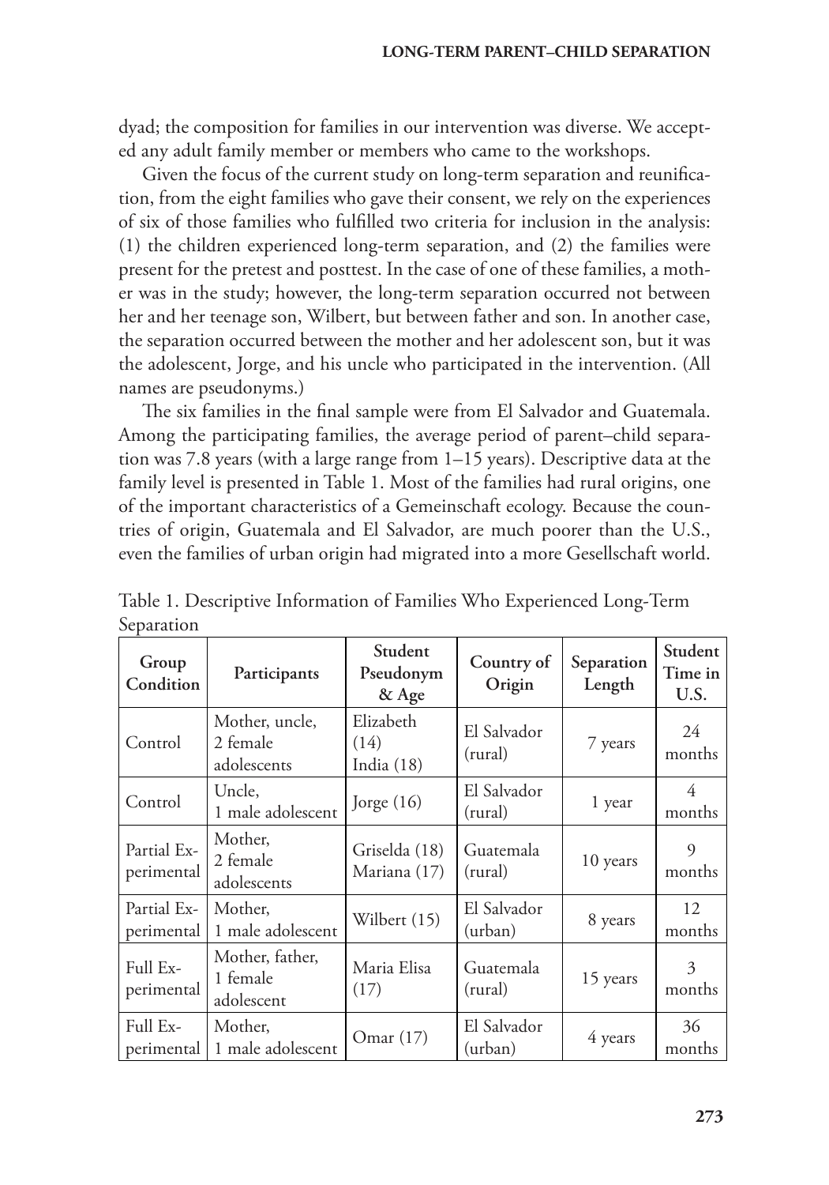dyad; the composition for families in our intervention was diverse. We accepted any adult family member or members who came to the workshops.

Given the focus of the current study on long-term separation and reunification, from the eight families who gave their consent, we rely on the experiences of six of those families who fulfilled two criteria for inclusion in the analysis: (1) the children experienced long-term separation, and (2) the families were present for the pretest and posttest. In the case of one of these families, a mother was in the study; however, the long-term separation occurred not between her and her teenage son, Wilbert, but between father and son. In another case, the separation occurred between the mother and her adolescent son, but it was the adolescent, Jorge, and his uncle who participated in the intervention. (All names are pseudonyms.)

The six families in the final sample were from El Salvador and Guatemala. Among the participating families, the average period of parent–child separation was 7.8 years (with a large range from 1–15 years). Descriptive data at the family level is presented in Table 1. Most of the families had rural origins, one of the important characteristics of a Gemeinschaft ecology. Because the countries of origin, Guatemala and El Salvador, are much poorer than the U.S., even the families of urban origin had migrated into a more Gesellschaft world.

Table 1. Descriptive Information of Families Who Experienced Long-Term Separation

| Group Condition | Participants | Student Pseudonym & Age | Country of Origin | Separation Length | Student Time in U.S. |
|---|---|---|---|---|---|
| Control | Mother, uncle, 2 female adolescents | Elizabeth (14) India (18) | El Salvador (rural) | 7 years | 24 months |
| Control | Uncle, 1 male adolescent | Jorge (16) | El Salvador (rural) | 1 year | 4 months |
| Partial Experimental | Mother, 2 female adolescents | Griselda (18) Mariana (17) | Guatemala (rural) | 10 years | 9 months |
| Partial Experimental | Mother, 1 male adolescent | Wilbert (15) | El Salvador (urban) | 8 years | 12 months |
| Full Experimental | Mother, father, 1 female adolescent | Maria Elisa (17) | Guatemala (rural) | 15 years | 3 months |
| Full Experimental | Mother, 1 male adolescent | Omar (17) | El Salvador (urban) | 4 years | 36 months |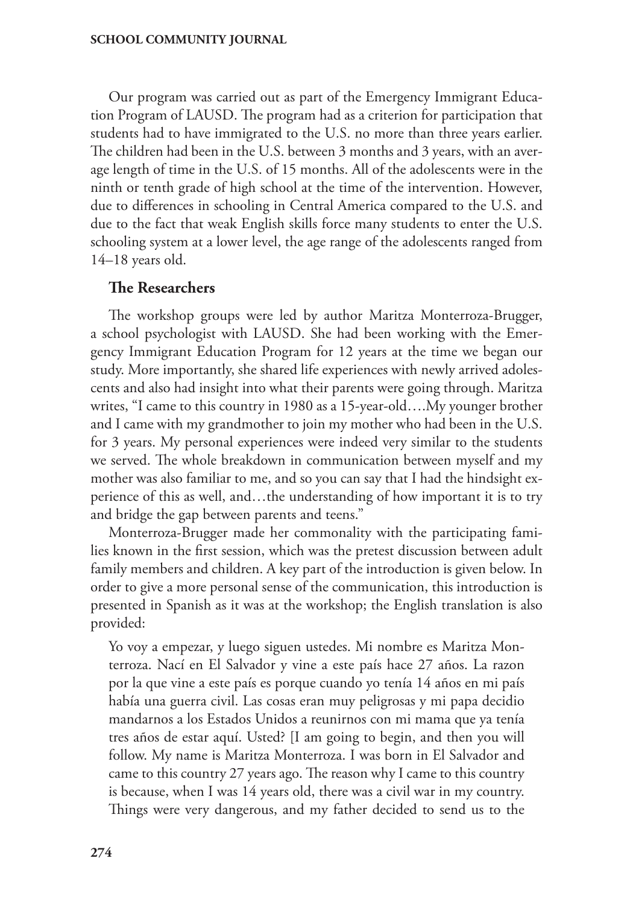Our program was carried out as part of the Emergency Immigrant Education Program of LAUSD. The program had as a criterion for participation that students had to have immigrated to the U.S. no more than three years earlier. The children had been in the U.S. between 3 months and 3 years, with an average length of time in the U.S. of 15 months. All of the adolescents were in the ninth or tenth grade of high school at the time of the intervention. However, due to differences in schooling in Central America compared to the U.S. and due to the fact that weak English skills force many students to enter the U.S. schooling system at a lower level, the age range of the adolescents ranged from 14–18 years old.

### The Researchers

The workshop groups were led by author Maritza Monterroza-Brugger, a school psychologist with LAUSD. She had been working with the Emergency Immigrant Education Program for 12 years at the time we began our study. More importantly, she shared life experiences with newly arrived adolescents and also had insight into what their parents were going through. Maritza writes, "I came to this country in 1980 as a 15-year-old….My younger brother and I came with my grandmother to join my mother who had been in the U.S. for 3 years. My personal experiences were indeed very similar to the students we served. The whole breakdown in communication between myself and my mother was also familiar to me, and so you can say that I had the hindsight experience of this as well, and…the understanding of how important it is to try and bridge the gap between parents and teens."

Monterroza-Brugger made her commonality with the participating families known in the first session, which was the pretest discussion between adult family members and children. A key part of the introduction is given below. In order to give a more personal sense of the communication, this introduction is presented in Spanish as it was at the workshop; the English translation is also provided:

> Yo voy a empezar, y luego siguen ustedes. Mi nombre es Maritza Monterroza. Nací en El Salvador y vine a este país hace 27 años. La razon por la que vine a este país es porque cuando yo tenía 14 años en mi país había una guerra civil. Las cosas eran muy peligrosas y mi papa decidio mandarnos a los Estados Unidos a reunirnos con mi mama que ya tenía tres años de estar aquí. Usted? [I am going to begin, and then you will follow. My name is Maritza Monterroza. I was born in El Salvador and came to this country 27 years ago. The reason why I came to this country is because, when I was 14 years old, there was a civil war in my country. Things were very dangerous, and my father decided to send us to the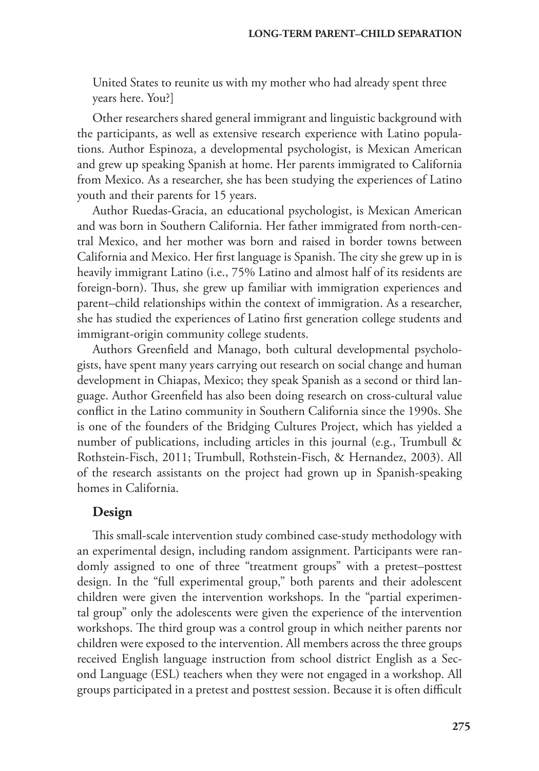United States to reunite us with my mother who had already spent three years here. You?]

Other researchers shared general immigrant and linguistic background with the participants, as well as extensive research experience with Latino populations. Author Espinoza, a developmental psychologist, is Mexican American and grew up speaking Spanish at home. Her parents immigrated to California from Mexico. As a researcher, she has been studying the experiences of Latino youth and their parents for 15 years.

Author Ruedas-Gracia, an educational psychologist, is Mexican American and was born in Southern California. Her father immigrated from north-central Mexico, and her mother was born and raised in border towns between California and Mexico. Her first language is Spanish. The city she grew up in is heavily immigrant Latino (i.e., 75% Latino and almost half of its residents are foreign-born). Thus, she grew up familiar with immigration experiences and parent–child relationships within the context of immigration. As a researcher, she has studied the experiences of Latino first generation college students and immigrant-origin community college students.

Authors Greenfield and Manago, both cultural developmental psychologists, have spent many years carrying out research on social change and human development in Chiapas, Mexico; they speak Spanish as a second or third language. Author Greenfield has also been doing research on cross-cultural value conflict in the Latino community in Southern California since the 1990s. She is one of the founders of the Bridging Cultures Project, which has yielded a number of publications, including articles in this journal (e.g., Trumbull & Rothstein-Fisch, 2011; Trumbull, Rothstein-Fisch, & Hernandez, 2003). All of the research assistants on the project had grown up in Spanish-speaking homes in California.

## Design

This small-scale intervention study combined case-study methodology with an experimental design, including random assignment. Participants were randomly assigned to one of three "treatment groups" with a pretest–posttest design. In the "full experimental group," both parents and their adolescent children were given the intervention workshops. In the "partial experimental group" only the adolescents were given the experience of the intervention workshops. The third group was a control group in which neither parents nor children were exposed to the intervention. All members across the three groups received English language instruction from school district English as a Second Language (ESL) teachers when they were not engaged in a workshop. All groups participated in a pretest and posttest session. Because it is often difficult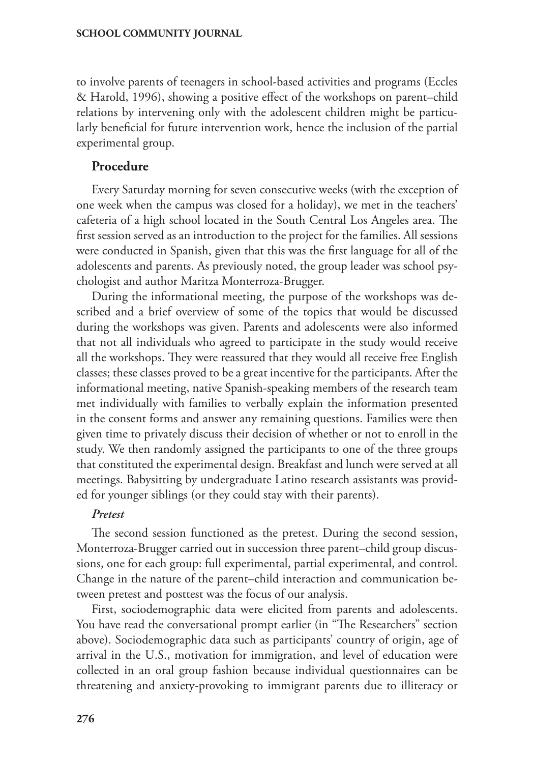to involve parents of teenagers in school-based activities and programs (Eccles & Harold, 1996), showing a positive effect of the workshops on parent–child relations by intervening only with the adolescent children might be particularly beneficial for future intervention work, hence the inclusion of the partial experimental group.

## Procedure

Every Saturday morning for seven consecutive weeks (with the exception of one week when the campus was closed for a holiday), we met in the teachers' cafeteria of a high school located in the South Central Los Angeles area. The first session served as an introduction to the project for the families. All sessions were conducted in Spanish, given that this was the first language for all of the adolescents and parents. As previously noted, the group leader was school psychologist and author Maritza Monterroza-Brugger.

During the informational meeting, the purpose of the workshops was described and a brief overview of some of the topics that would be discussed during the workshops was given. Parents and adolescents were also informed that not all individuals who agreed to participate in the study would receive all the workshops. They were reassured that they would all receive free English classes; these classes proved to be a great incentive for the participants. After the informational meeting, native Spanish-speaking members of the research team met individually with families to verbally explain the information presented in the consent forms and answer any remaining questions. Families were then given time to privately discuss their decision of whether or not to enroll in the study. We then randomly assigned the participants to one of the three groups that constituted the experimental design. Breakfast and lunch were served at all meetings. Babysitting by undergraduate Latino research assistants was provided for younger siblings (or they could stay with their parents).

### *Pretest*

The second session functioned as the pretest. During the second session, Monterroza-Brugger carried out in succession three parent–child group discussions, one for each group: full experimental, partial experimental, and control. Change in the nature of the parent–child interaction and communication between pretest and posttest was the focus of our analysis.

First, sociodemographic data were elicited from parents and adolescents. You have read the conversational prompt earlier (in "The Researchers" section above). Sociodemographic data such as participants' country of origin, age of arrival in the U.S., motivation for immigration, and level of education were collected in an oral group fashion because individual questionnaires can be threatening and anxiety-provoking to immigrant parents due to illiteracy or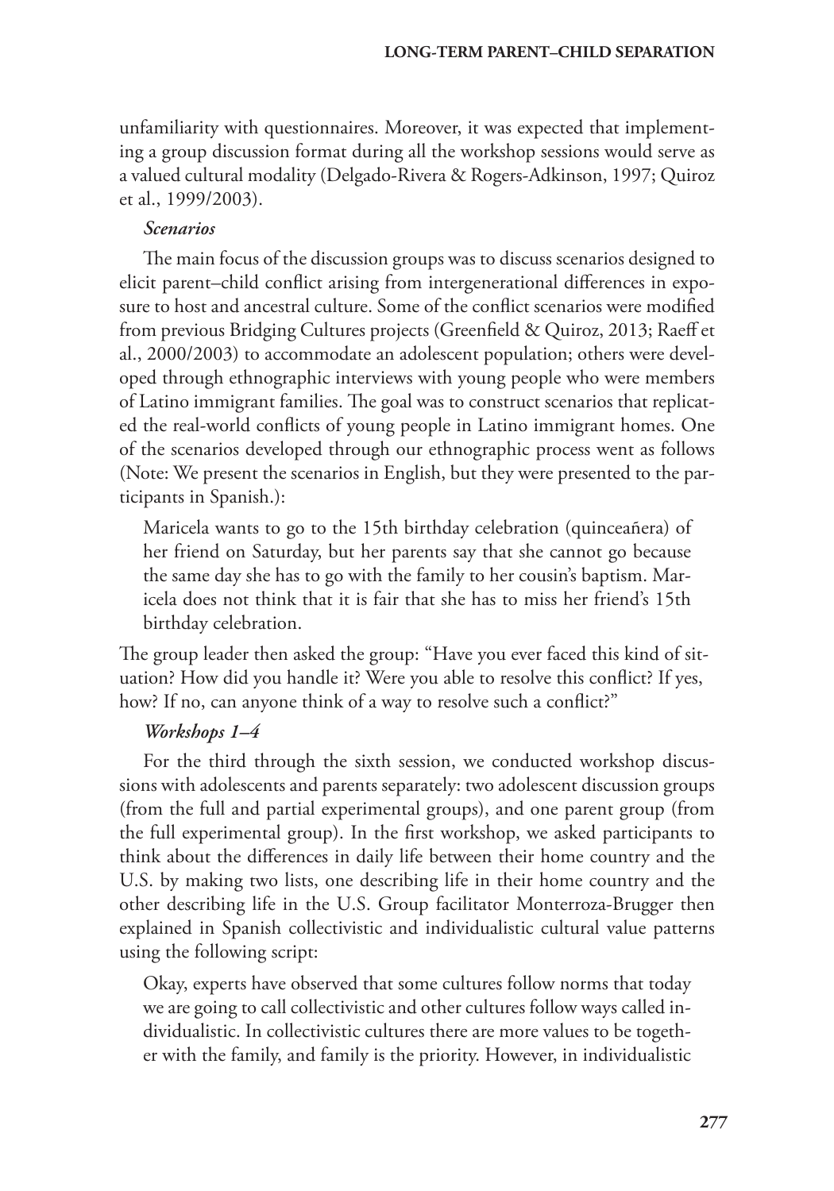unfamiliarity with questionnaires. Moreover, it was expected that implementing a group discussion format during all the workshop sessions would serve as a valued cultural modality (Delgado-Rivera & Rogers-Adkinson, 1997; Quiroz et al., 1999/2003).

***Scenarios***

The main focus of the discussion groups was to discuss scenarios designed to elicit parent–child conflict arising from intergenerational differences in exposure to host and ancestral culture. Some of the conflict scenarios were modified from previous Bridging Cultures projects (Greenfield & Quiroz, 2013; Raeff et al., 2000/2003) to accommodate an adolescent population; others were developed through ethnographic interviews with young people who were members of Latino immigrant families. The goal was to construct scenarios that replicated the real-world conflicts of young people in Latino immigrant homes. One of the scenarios developed through our ethnographic process went as follows (Note: We present the scenarios in English, but they were presented to the participants in Spanish.):

> Maricela wants to go to the 15th birthday celebration (quinceañera) of her friend on Saturday, but her parents say that she cannot go because the same day she has to go with the family to her cousin's baptism. Maricela does not think that it is fair that she has to miss her friend's 15th birthday celebration.

The group leader then asked the group: "Have you ever faced this kind of situation? How did you handle it? Were you able to resolve this conflict? If yes, how? If no, can anyone think of a way to resolve such a conflict?"

***Workshops 1–4***

For the third through the sixth session, we conducted workshop discussions with adolescents and parents separately: two adolescent discussion groups (from the full and partial experimental groups), and one parent group (from the full experimental group). In the first workshop, we asked participants to think about the differences in daily life between their home country and the U.S. by making two lists, one describing life in their home country and the other describing life in the U.S. Group facilitator Monterroza-Brugger then explained in Spanish collectivistic and individualistic cultural value patterns using the following script:

> Okay, experts have observed that some cultures follow norms that today we are going to call collectivistic and other cultures follow ways called individualistic. In collectivistic cultures there are more values to be together with the family, and family is the priority. However, in individualistic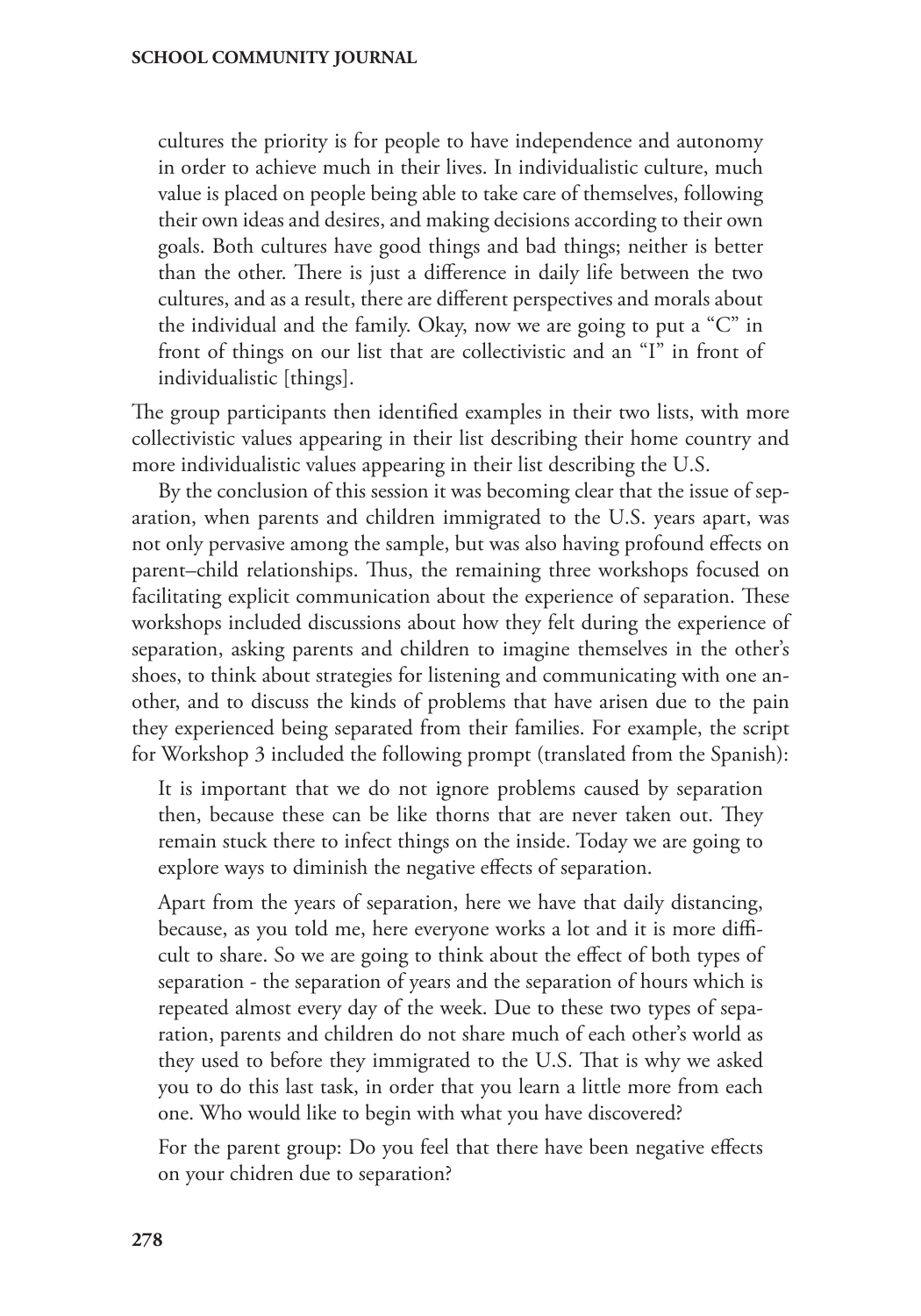> cultures the priority is for people to have independence and autonomy in order to achieve much in their lives. In individualistic culture, much value is placed on people being able to take care of themselves, following their own ideas and desires, and making decisions according to their own goals. Both cultures have good things and bad things; neither is better than the other. There is just a difference in daily life between the two cultures, and as a result, there are different perspectives and morals about the individual and the family. Okay, now we are going to put a "C" in front of things on our list that are collectivistic and an "I" in front of individualistic [things].

The group participants then identified examples in their two lists, with more collectivistic values appearing in their list describing their home country and more individualistic values appearing in their list describing the U.S.

By the conclusion of this session it was becoming clear that the issue of separation, when parents and children immigrated to the U.S. years apart, was not only pervasive among the sample, but was also having profound effects on parent–child relationships. Thus, the remaining three workshops focused on facilitating explicit communication about the experience of separation. These workshops included discussions about how they felt during the experience of separation, asking parents and children to imagine themselves in the other's shoes, to think about strategies for listening and communicating with one another, and to discuss the kinds of problems that have arisen due to the pain they experienced being separated from their families. For example, the script for Workshop 3 included the following prompt (translated from the Spanish):

> It is important that we do not ignore problems caused by separation then, because these can be like thorns that are never taken out. They remain stuck there to infect things on the inside. Today we are going to explore ways to diminish the negative effects of separation.
>
> Apart from the years of separation, here we have that daily distancing, because, as you told me, here everyone works a lot and it is more difficult to share. So we are going to think about the effect of both types of separation - the separation of years and the separation of hours which is repeated almost every day of the week. Due to these two types of separation, parents and children do not share much of each other's world as they used to before they immigrated to the U.S. That is why we asked you to do this last task, in order that you learn a little more from each one. Who would like to begin with what you have discovered?
>
> For the parent group: Do you feel that there have been negative effects on your chidren due to separation?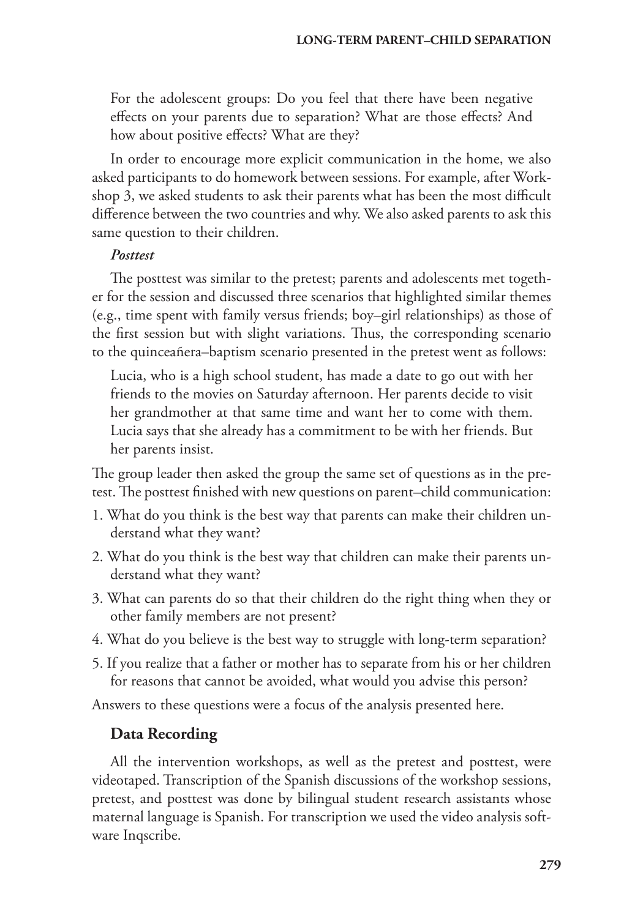For the adolescent groups: Do you feel that there have been negative effects on your parents due to separation? What are those effects? And how about positive effects? What are they?

In order to encourage more explicit communication in the home, we also asked participants to do homework between sessions. For example, after Workshop 3, we asked students to ask their parents what has been the most difficult difference between the two countries and why. We also asked parents to ask this same question to their children.

***Posttest***

The posttest was similar to the pretest; parents and adolescents met together for the session and discussed three scenarios that highlighted similar themes (e.g., time spent with family versus friends; boy–girl relationships) as those of the first session but with slight variations. Thus, the corresponding scenario to the quinceañera–baptism scenario presented in the pretest went as follows:

> Lucia, who is a high school student, has made a date to go out with her friends to the movies on Saturday afternoon. Her parents decide to visit her grandmother at that same time and want her to come with them. Lucia says that she already has a commitment to be with her friends. But her parents insist.

The group leader then asked the group the same set of questions as in the pretest. The posttest finished with new questions on parent–child communication:

1. What do you think is the best way that parents can make their children understand what they want?
2. What do you think is the best way that children can make their parents understand what they want?
3. What can parents do so that their children do the right thing when they or other family members are not present?
4. What do you believe is the best way to struggle with long-term separation?
5. If you realize that a father or mother has to separate from his or her children for reasons that cannot be avoided, what would you advise this person?

Answers to these questions were a focus of the analysis presented here.

## Data Recording

All the intervention workshops, as well as the pretest and posttest, were videotaped. Transcription of the Spanish discussions of the workshop sessions, pretest, and posttest was done by bilingual student research assistants whose maternal language is Spanish. For transcription we used the video analysis software Inqscribe.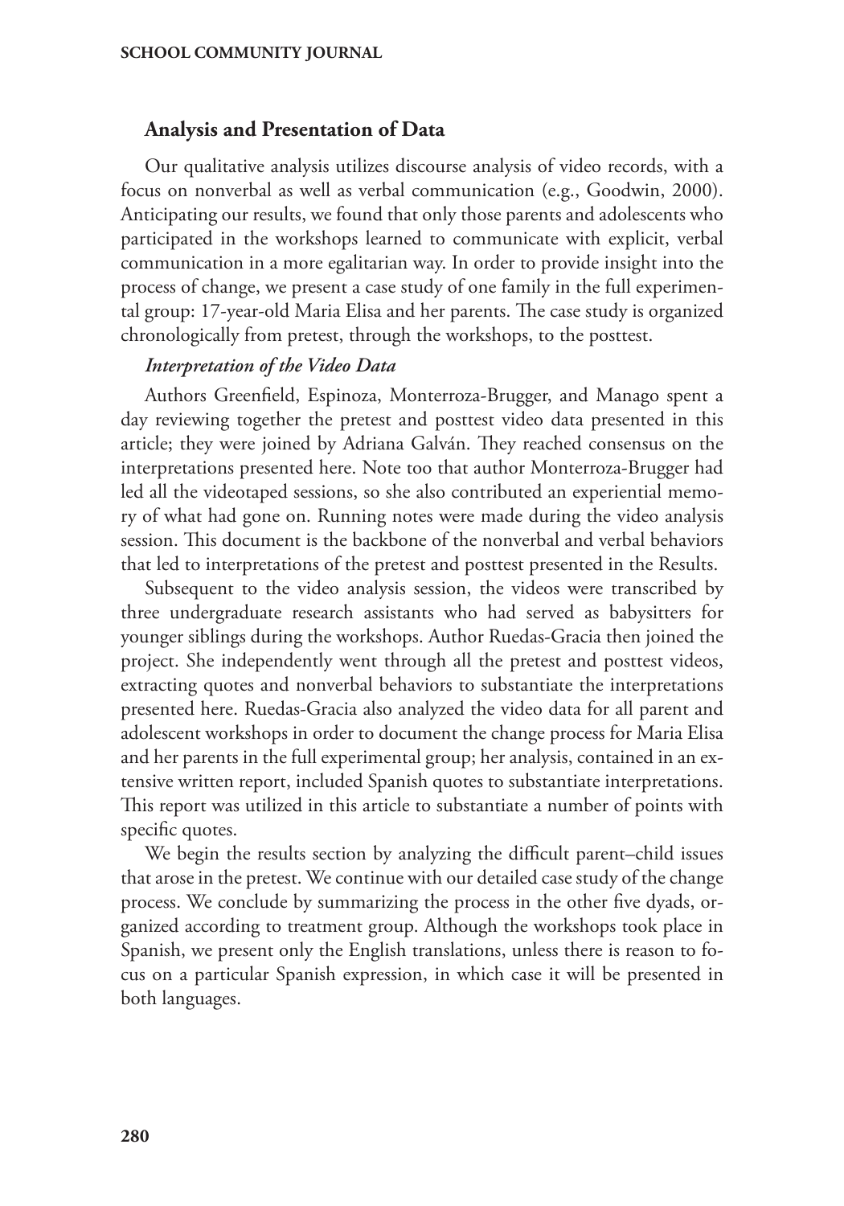## Analysis and Presentation of Data

Our qualitative analysis utilizes discourse analysis of video records, with a focus on nonverbal as well as verbal communication (e.g., Goodwin, 2000). Anticipating our results, we found that only those parents and adolescents who participated in the workshops learned to communicate with explicit, verbal communication in a more egalitarian way. In order to provide insight into the process of change, we present a case study of one family in the full experimental group: 17-year-old Maria Elisa and her parents. The case study is organized chronologically from pretest, through the workshops, to the posttest.

### *Interpretation of the Video Data*

Authors Greenfield, Espinoza, Monterroza-Brugger, and Manago spent a day reviewing together the pretest and posttest video data presented in this article; they were joined by Adriana Galván. They reached consensus on the interpretations presented here. Note too that author Monterroza-Brugger had led all the videotaped sessions, so she also contributed an experiential memory of what had gone on. Running notes were made during the video analysis session. This document is the backbone of the nonverbal and verbal behaviors that led to interpretations of the pretest and posttest presented in the Results.

Subsequent to the video analysis session, the videos were transcribed by three undergraduate research assistants who had served as babysitters for younger siblings during the workshops. Author Ruedas-Gracia then joined the project. She independently went through all the pretest and posttest videos, extracting quotes and nonverbal behaviors to substantiate the interpretations presented here. Ruedas-Gracia also analyzed the video data for all parent and adolescent workshops in order to document the change process for Maria Elisa and her parents in the full experimental group; her analysis, contained in an extensive written report, included Spanish quotes to substantiate interpretations. This report was utilized in this article to substantiate a number of points with specific quotes.

We begin the results section by analyzing the difficult parent–child issues that arose in the pretest. We continue with our detailed case study of the change process. We conclude by summarizing the process in the other five dyads, organized according to treatment group. Although the workshops took place in Spanish, we present only the English translations, unless there is reason to focus on a particular Spanish expression, in which case it will be presented in both languages.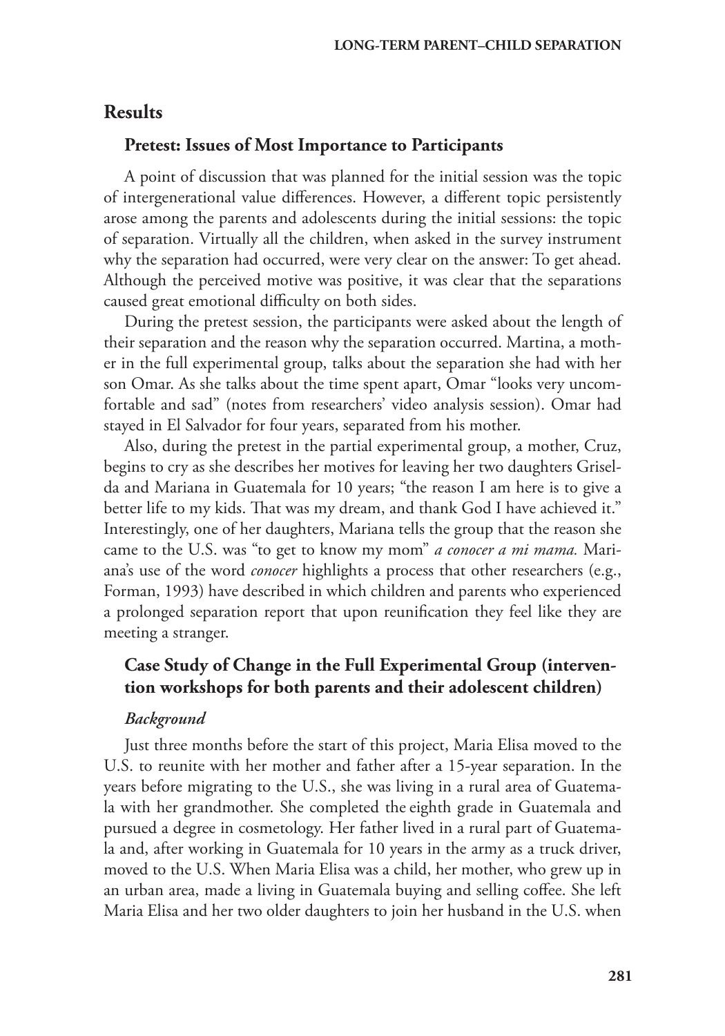## Results

### Pretest: Issues of Most Importance to Participants

A point of discussion that was planned for the initial session was the topic of intergenerational value differences. However, a different topic persistently arose among the parents and adolescents during the initial sessions: the topic of separation. Virtually all the children, when asked in the survey instrument why the separation had occurred, were very clear on the answer: To get ahead. Although the perceived motive was positive, it was clear that the separations caused great emotional difficulty on both sides.

During the pretest session, the participants were asked about the length of their separation and the reason why the separation occurred. Martina, a mother in the full experimental group, talks about the separation she had with her son Omar. As she talks about the time spent apart, Omar "looks very uncomfortable and sad" (notes from researchers' video analysis session). Omar had stayed in El Salvador for four years, separated from his mother.

Also, during the pretest in the partial experimental group, a mother, Cruz, begins to cry as she describes her motives for leaving her two daughters Griselda and Mariana in Guatemala for 10 years; "the reason I am here is to give a better life to my kids. That was my dream, and thank God I have achieved it." Interestingly, one of her daughters, Mariana tells the group that the reason she came to the U.S. was "to get to know my mom" *a conocer a mi mama.* Mariana's use of the word *conocer* highlights a process that other researchers (e.g., Forman, 1993) have described in which children and parents who experienced a prolonged separation report that upon reunification they feel like they are meeting a stranger.

### Case Study of Change in the Full Experimental Group (intervention workshops for both parents and their adolescent children)

#### *Background*

Just three months before the start of this project, Maria Elisa moved to the U.S. to reunite with her mother and father after a 15-year separation. In the years before migrating to the U.S., she was living in a rural area of Guatemala with her grandmother. She completed the eighth grade in Guatemala and pursued a degree in cosmetology. Her father lived in a rural part of Guatemala and, after working in Guatemala for 10 years in the army as a truck driver, moved to the U.S. When Maria Elisa was a child, her mother, who grew up in an urban area, made a living in Guatemala buying and selling coffee. She left Maria Elisa and her two older daughters to join her husband in the U.S. when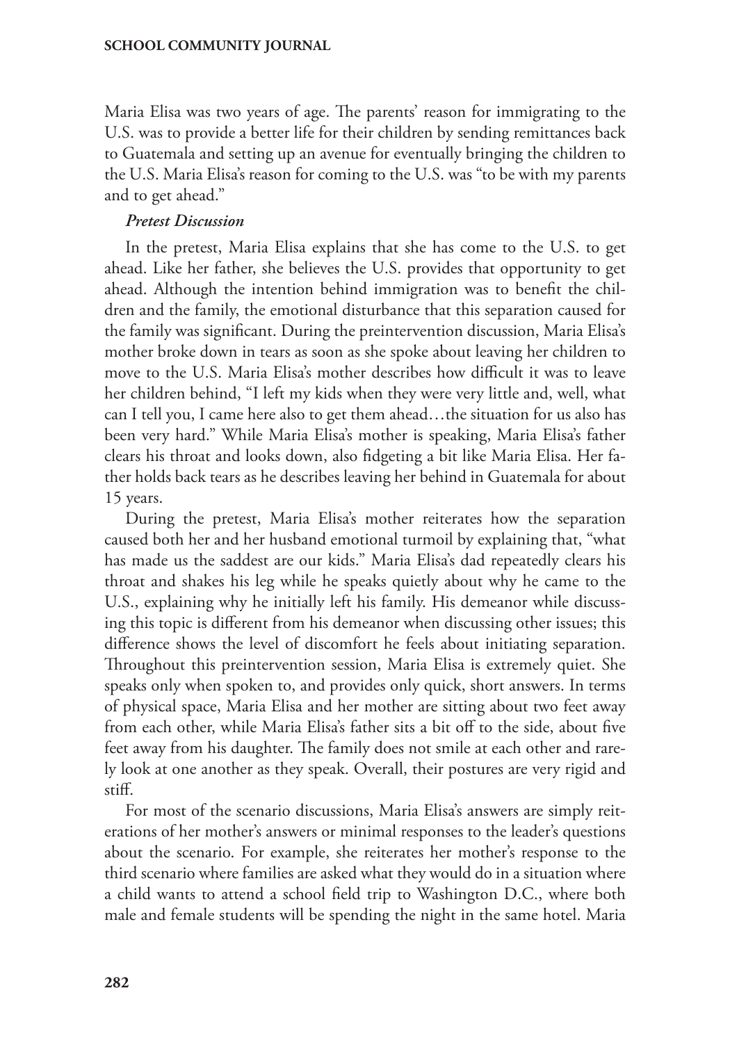Maria Elisa was two years of age. The parents' reason for immigrating to the U.S. was to provide a better life for their children by sending remittances back to Guatemala and setting up an avenue for eventually bringing the children to the U.S. Maria Elisa's reason for coming to the U.S. was "to be with my parents and to get ahead."

***Pretest Discussion***

In the pretest, Maria Elisa explains that she has come to the U.S. to get ahead. Like her father, she believes the U.S. provides that opportunity to get ahead. Although the intention behind immigration was to benefit the children and the family, the emotional disturbance that this separation caused for the family was significant. During the preintervention discussion, Maria Elisa's mother broke down in tears as soon as she spoke about leaving her children to move to the U.S. Maria Elisa's mother describes how difficult it was to leave her children behind, "I left my kids when they were very little and, well, what can I tell you, I came here also to get them ahead…the situation for us also has been very hard." While Maria Elisa's mother is speaking, Maria Elisa's father clears his throat and looks down, also fidgeting a bit like Maria Elisa. Her father holds back tears as he describes leaving her behind in Guatemala for about 15 years.

During the pretest, Maria Elisa's mother reiterates how the separation caused both her and her husband emotional turmoil by explaining that, "what has made us the saddest are our kids." Maria Elisa's dad repeatedly clears his throat and shakes his leg while he speaks quietly about why he came to the U.S., explaining why he initially left his family. His demeanor while discussing this topic is different from his demeanor when discussing other issues; this difference shows the level of discomfort he feels about initiating separation. Throughout this preintervention session, Maria Elisa is extremely quiet. She speaks only when spoken to, and provides only quick, short answers. In terms of physical space, Maria Elisa and her mother are sitting about two feet away from each other, while Maria Elisa's father sits a bit off to the side, about five feet away from his daughter. The family does not smile at each other and rarely look at one another as they speak. Overall, their postures are very rigid and stiff.

For most of the scenario discussions, Maria Elisa's answers are simply reiterations of her mother's answers or minimal responses to the leader's questions about the scenario. For example, she reiterates her mother's response to the third scenario where families are asked what they would do in a situation where a child wants to attend a school field trip to Washington D.C., where both male and female students will be spending the night in the same hotel. Maria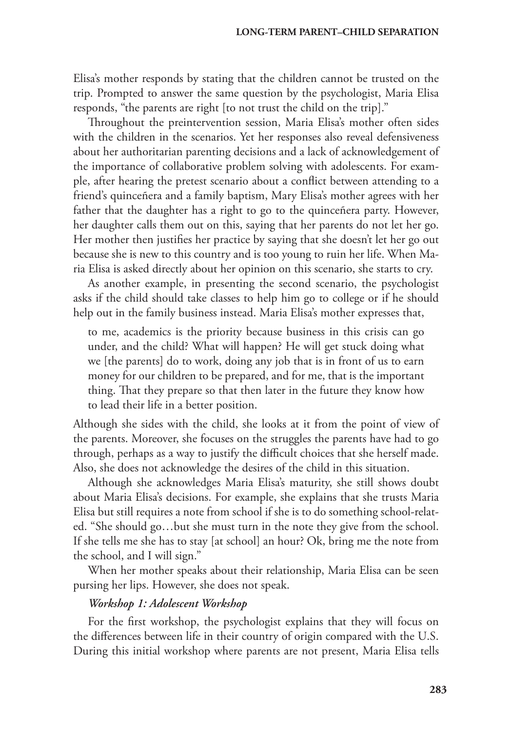Elisa's mother responds by stating that the children cannot be trusted on the trip. Prompted to answer the same question by the psychologist, Maria Elisa responds, "the parents are right [to not trust the child on the trip]."

Throughout the preintervention session, Maria Elisa's mother often sides with the children in the scenarios. Yet her responses also reveal defensiveness about her authoritarian parenting decisions and a lack of acknowledgement of the importance of collaborative problem solving with adolescents. For example, after hearing the pretest scenario about a conflict between attending to a friend's quinceñera and a family baptism, Mary Elisa's mother agrees with her father that the daughter has a right to go to the quinceñera party. However, her daughter calls them out on this, saying that her parents do not let her go. Her mother then justifies her practice by saying that she doesn't let her go out because she is new to this country and is too young to ruin her life. When Maria Elisa is asked directly about her opinion on this scenario, she starts to cry.

As another example, in presenting the second scenario, the psychologist asks if the child should take classes to help him go to college or if he should help out in the family business instead. Maria Elisa's mother expresses that,

> to me, academics is the priority because business in this crisis can go under, and the child? What will happen? He will get stuck doing what we [the parents] do to work, doing any job that is in front of us to earn money for our children to be prepared, and for me, that is the important thing. That they prepare so that then later in the future they know how to lead their life in a better position.

Although she sides with the child, she looks at it from the point of view of the parents. Moreover, she focuses on the struggles the parents have had to go through, perhaps as a way to justify the difficult choices that she herself made. Also, she does not acknowledge the desires of the child in this situation.

Although she acknowledges Maria Elisa's maturity, she still shows doubt about Maria Elisa's decisions. For example, she explains that she trusts Maria Elisa but still requires a note from school if she is to do something school-related. "She should go…but she must turn in the note they give from the school. If she tells me she has to stay [at school] an hour? Ok, bring me the note from the school, and I will sign."

When her mother speaks about their relationship, Maria Elisa can be seen pursing her lips. However, she does not speak.

***Workshop 1: Adolescent Workshop***

For the first workshop, the psychologist explains that they will focus on the differences between life in their country of origin compared with the U.S. During this initial workshop where parents are not present, Maria Elisa tells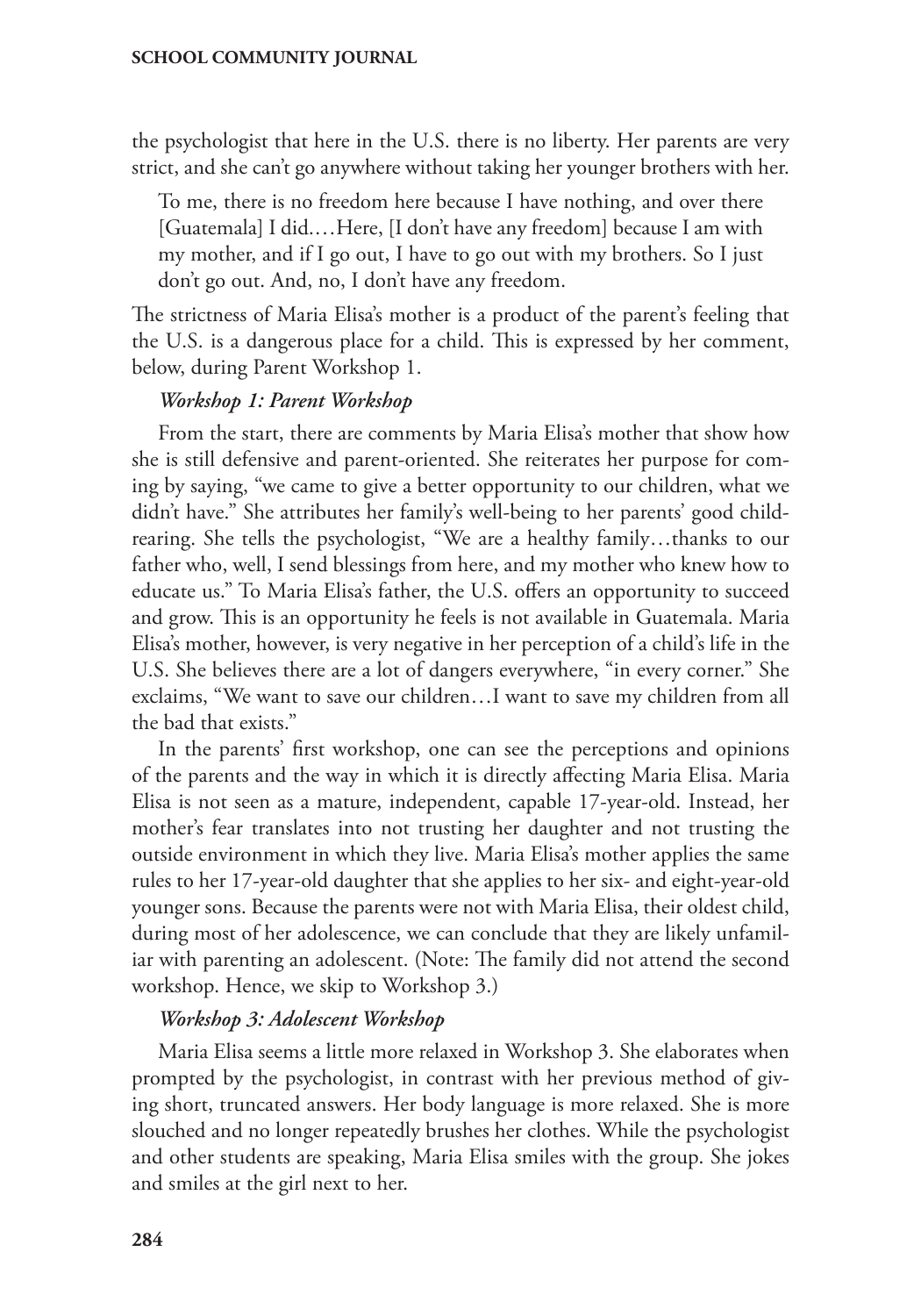the psychologist that here in the U.S. there is no liberty. Her parents are very strict, and she can't go anywhere without taking her younger brothers with her.

> To me, there is no freedom here because I have nothing, and over there [Guatemala] I did.…Here, [I don't have any freedom] because I am with my mother, and if I go out, I have to go out with my brothers. So I just don't go out. And, no, I don't have any freedom.

The strictness of Maria Elisa's mother is a product of the parent's feeling that the U.S. is a dangerous place for a child. This is expressed by her comment, below, during Parent Workshop 1.

***Workshop 1: Parent Workshop***

From the start, there are comments by Maria Elisa's mother that show how she is still defensive and parent-oriented. She reiterates her purpose for coming by saying, "we came to give a better opportunity to our children, what we didn't have." She attributes her family's well-being to her parents' good childrearing. She tells the psychologist, "We are a healthy family…thanks to our father who, well, I send blessings from here, and my mother who knew how to educate us." To Maria Elisa's father, the U.S. offers an opportunity to succeed and grow. This is an opportunity he feels is not available in Guatemala. Maria Elisa's mother, however, is very negative in her perception of a child's life in the U.S. She believes there are a lot of dangers everywhere, "in every corner." She exclaims, "We want to save our children…I want to save my children from all the bad that exists."

In the parents' first workshop, one can see the perceptions and opinions of the parents and the way in which it is directly affecting Maria Elisa. Maria Elisa is not seen as a mature, independent, capable 17-year-old. Instead, her mother's fear translates into not trusting her daughter and not trusting the outside environment in which they live. Maria Elisa's mother applies the same rules to her 17-year-old daughter that she applies to her six- and eight-year-old younger sons. Because the parents were not with Maria Elisa, their oldest child, during most of her adolescence, we can conclude that they are likely unfamiliar with parenting an adolescent. (Note: The family did not attend the second workshop. Hence, we skip to Workshop 3.)

***Workshop 3: Adolescent Workshop***

Maria Elisa seems a little more relaxed in Workshop 3. She elaborates when prompted by the psychologist, in contrast with her previous method of giving short, truncated answers. Her body language is more relaxed. She is more slouched and no longer repeatedly brushes her clothes. While the psychologist and other students are speaking, Maria Elisa smiles with the group. She jokes and smiles at the girl next to her.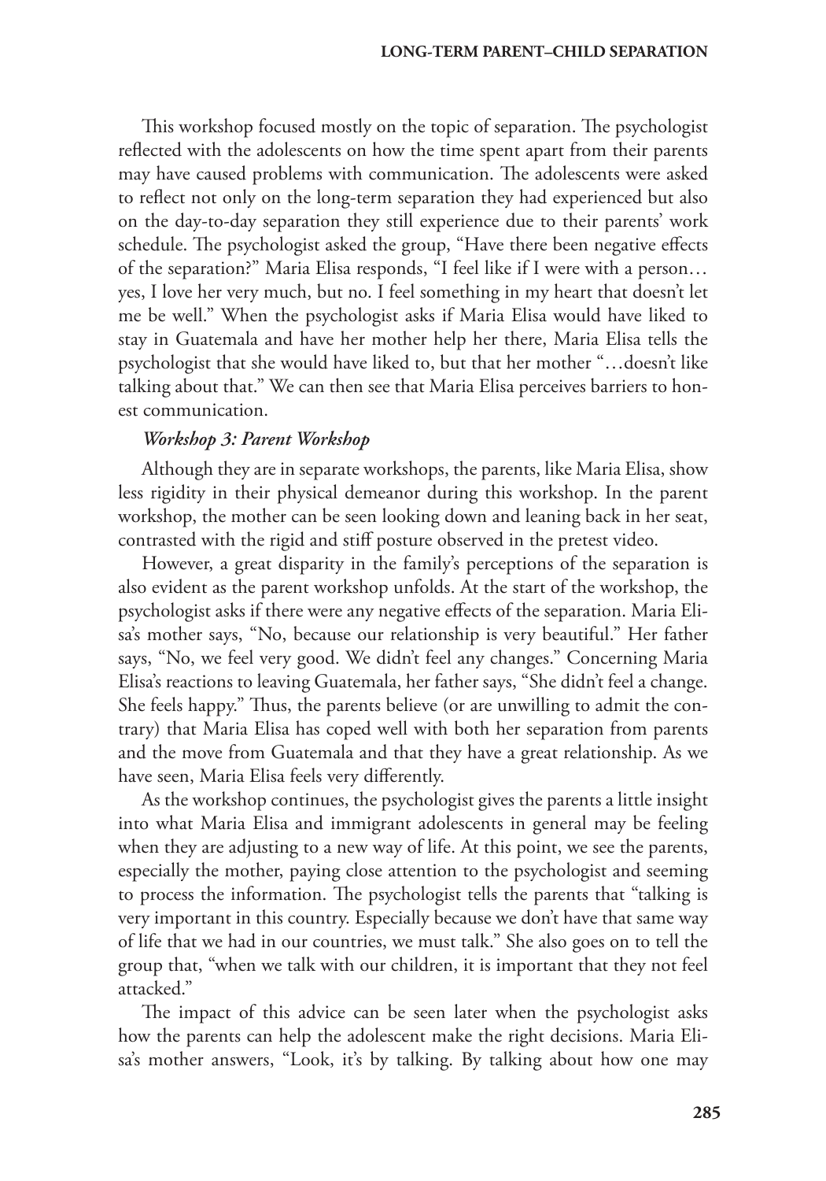This workshop focused mostly on the topic of separation. The psychologist reflected with the adolescents on how the time spent apart from their parents may have caused problems with communication. The adolescents were asked to reflect not only on the long-term separation they had experienced but also on the day-to-day separation they still experience due to their parents' work schedule. The psychologist asked the group, "Have there been negative effects of the separation?" Maria Elisa responds, "I feel like if I were with a person… yes, I love her very much, but no. I feel something in my heart that doesn't let me be well." When the psychologist asks if Maria Elisa would have liked to stay in Guatemala and have her mother help her there, Maria Elisa tells the psychologist that she would have liked to, but that her mother "…doesn't like talking about that." We can then see that Maria Elisa perceives barriers to honest communication.

***Workshop 3: Parent Workshop***

Although they are in separate workshops, the parents, like Maria Elisa, show less rigidity in their physical demeanor during this workshop. In the parent workshop, the mother can be seen looking down and leaning back in her seat, contrasted with the rigid and stiff posture observed in the pretest video.

However, a great disparity in the family's perceptions of the separation is also evident as the parent workshop unfolds. At the start of the workshop, the psychologist asks if there were any negative effects of the separation. Maria Elisa's mother says, "No, because our relationship is very beautiful." Her father says, "No, we feel very good. We didn't feel any changes." Concerning Maria Elisa's reactions to leaving Guatemala, her father says, "She didn't feel a change. She feels happy." Thus, the parents believe (or are unwilling to admit the contrary) that Maria Elisa has coped well with both her separation from parents and the move from Guatemala and that they have a great relationship. As we have seen, Maria Elisa feels very differently.

As the workshop continues, the psychologist gives the parents a little insight into what Maria Elisa and immigrant adolescents in general may be feeling when they are adjusting to a new way of life. At this point, we see the parents, especially the mother, paying close attention to the psychologist and seeming to process the information. The psychologist tells the parents that "talking is very important in this country. Especially because we don't have that same way of life that we had in our countries, we must talk." She also goes on to tell the group that, "when we talk with our children, it is important that they not feel attacked."

The impact of this advice can be seen later when the psychologist asks how the parents can help the adolescent make the right decisions. Maria Elisa's mother answers, "Look, it's by talking. By talking about how one may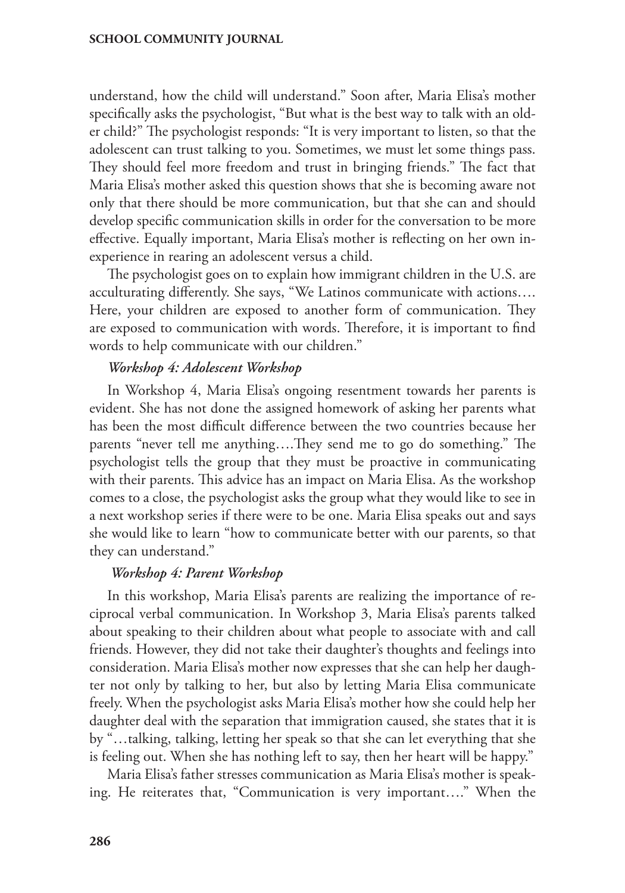understand, how the child will understand." Soon after, Maria Elisa's mother specifically asks the psychologist, "But what is the best way to talk with an older child?" The psychologist responds: "It is very important to listen, so that the adolescent can trust talking to you. Sometimes, we must let some things pass. They should feel more freedom and trust in bringing friends." The fact that Maria Elisa's mother asked this question shows that she is becoming aware not only that there should be more communication, but that she can and should develop specific communication skills in order for the conversation to be more effective. Equally important, Maria Elisa's mother is reflecting on her own inexperience in rearing an adolescent versus a child.

The psychologist goes on to explain how immigrant children in the U.S. are acculturating differently. She says, "We Latinos communicate with actions…. Here, your children are exposed to another form of communication. They are exposed to communication with words. Therefore, it is important to find words to help communicate with our children."

#### *Workshop 4: Adolescent Workshop*

In Workshop 4, Maria Elisa's ongoing resentment towards her parents is evident. She has not done the assigned homework of asking her parents what has been the most difficult difference between the two countries because her parents "never tell me anything….They send me to go do something." The psychologist tells the group that they must be proactive in communicating with their parents. This advice has an impact on Maria Elisa. As the workshop comes to a close, the psychologist asks the group what they would like to see in a next workshop series if there were to be one. Maria Elisa speaks out and says she would like to learn "how to communicate better with our parents, so that they can understand."

#### *Workshop 4: Parent Workshop*

In this workshop, Maria Elisa's parents are realizing the importance of reciprocal verbal communication. In Workshop 3, Maria Elisa's parents talked about speaking to their children about what people to associate with and call friends. However, they did not take their daughter's thoughts and feelings into consideration. Maria Elisa's mother now expresses that she can help her daughter not only by talking to her, but also by letting Maria Elisa communicate freely. When the psychologist asks Maria Elisa's mother how she could help her daughter deal with the separation that immigration caused, she states that it is by "…talking, talking, letting her speak so that she can let everything that she is feeling out. When she has nothing left to say, then her heart will be happy."

Maria Elisa's father stresses communication as Maria Elisa's mother is speaking. He reiterates that, "Communication is very important…." When the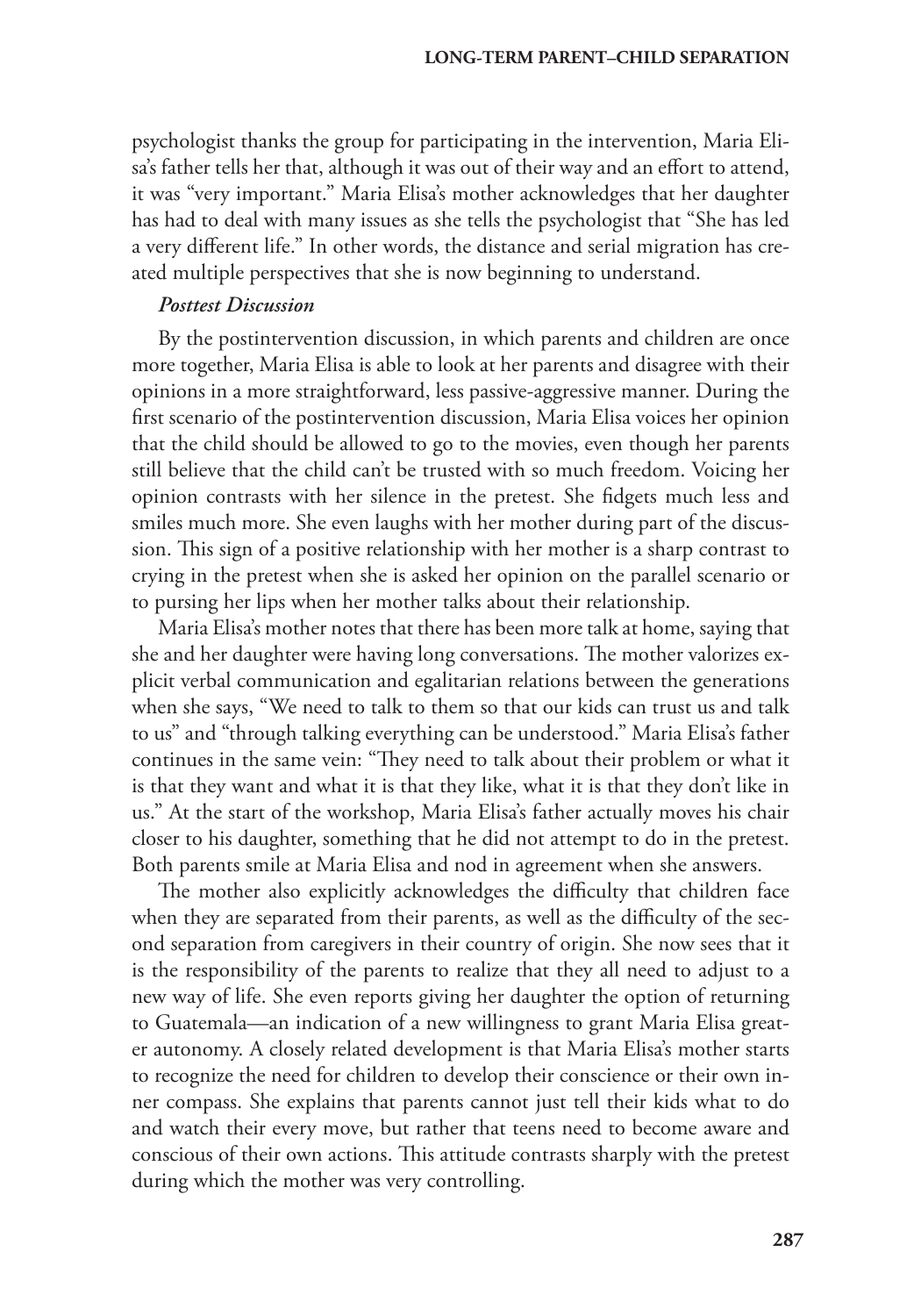psychologist thanks the group for participating in the intervention, Maria Elisa's father tells her that, although it was out of their way and an effort to attend, it was "very important." Maria Elisa's mother acknowledges that her daughter has had to deal with many issues as she tells the psychologist that "She has led a very different life." In other words, the distance and serial migration has created multiple perspectives that she is now beginning to understand.

***Posttest Discussion***

By the postintervention discussion, in which parents and children are once more together, Maria Elisa is able to look at her parents and disagree with their opinions in a more straightforward, less passive-aggressive manner. During the first scenario of the postintervention discussion, Maria Elisa voices her opinion that the child should be allowed to go to the movies, even though her parents still believe that the child can't be trusted with so much freedom. Voicing her opinion contrasts with her silence in the pretest. She fidgets much less and smiles much more. She even laughs with her mother during part of the discussion. This sign of a positive relationship with her mother is a sharp contrast to crying in the pretest when she is asked her opinion on the parallel scenario or to pursing her lips when her mother talks about their relationship.

Maria Elisa's mother notes that there has been more talk at home, saying that she and her daughter were having long conversations. The mother valorizes explicit verbal communication and egalitarian relations between the generations when she says, "We need to talk to them so that our kids can trust us and talk to us" and "through talking everything can be understood." Maria Elisa's father continues in the same vein: "They need to talk about their problem or what it is that they want and what it is that they like, what it is that they don't like in us." At the start of the workshop, Maria Elisa's father actually moves his chair closer to his daughter, something that he did not attempt to do in the pretest. Both parents smile at Maria Elisa and nod in agreement when she answers.

The mother also explicitly acknowledges the difficulty that children face when they are separated from their parents, as well as the difficulty of the second separation from caregivers in their country of origin. She now sees that it is the responsibility of the parents to realize that they all need to adjust to a new way of life. She even reports giving her daughter the option of returning to Guatemala—an indication of a new willingness to grant Maria Elisa greater autonomy. A closely related development is that Maria Elisa's mother starts to recognize the need for children to develop their conscience or their own inner compass. She explains that parents cannot just tell their kids what to do and watch their every move, but rather that teens need to become aware and conscious of their own actions. This attitude contrasts sharply with the pretest during which the mother was very controlling.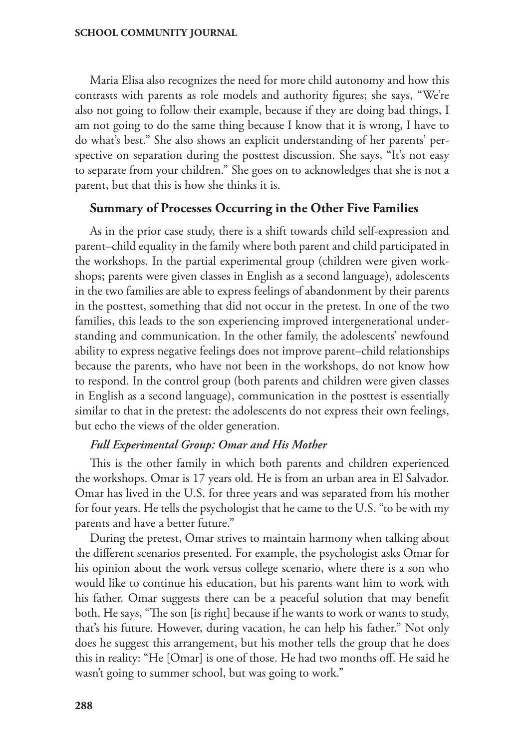Maria Elisa also recognizes the need for more child autonomy and how this contrasts with parents as role models and authority figures; she says, "We're also not going to follow their example, because if they are doing bad things, I am not going to do the same thing because I know that it is wrong, I have to do what's best." She also shows an explicit understanding of her parents' perspective on separation during the posttest discussion. She says, "It's not easy to separate from your children." She goes on to acknowledges that she is not a parent, but that this is how she thinks it is.

### Summary of Processes Occurring in the Other Five Families

As in the prior case study, there is a shift towards child self-expression and parent–child equality in the family where both parent and child participated in the workshops. In the partial experimental group (children were given workshops; parents were given classes in English as a second language), adolescents in the two families are able to express feelings of abandonment by their parents in the posttest, something that did not occur in the pretest. In one of the two families, this leads to the son experiencing improved intergenerational understanding and communication. In the other family, the adolescents' newfound ability to express negative feelings does not improve parent–child relationships because the parents, who have not been in the workshops, do not know how to respond. In the control group (both parents and children were given classes in English as a second language), communication in the posttest is essentially similar to that in the pretest: the adolescents do not express their own feelings, but echo the views of the older generation.

#### *Full Experimental Group: Omar and His Mother*

This is the other family in which both parents and children experienced the workshops. Omar is 17 years old. He is from an urban area in El Salvador. Omar has lived in the U.S. for three years and was separated from his mother for four years. He tells the psychologist that he came to the U.S. "to be with my parents and have a better future."

During the pretest, Omar strives to maintain harmony when talking about the different scenarios presented. For example, the psychologist asks Omar for his opinion about the work versus college scenario, where there is a son who would like to continue his education, but his parents want him to work with his father. Omar suggests there can be a peaceful solution that may benefit both. He says, "The son [is right] because if he wants to work or wants to study, that's his future. However, during vacation, he can help his father." Not only does he suggest this arrangement, but his mother tells the group that he does this in reality: "He [Omar] is one of those. He had two months off. He said he wasn't going to summer school, but was going to work."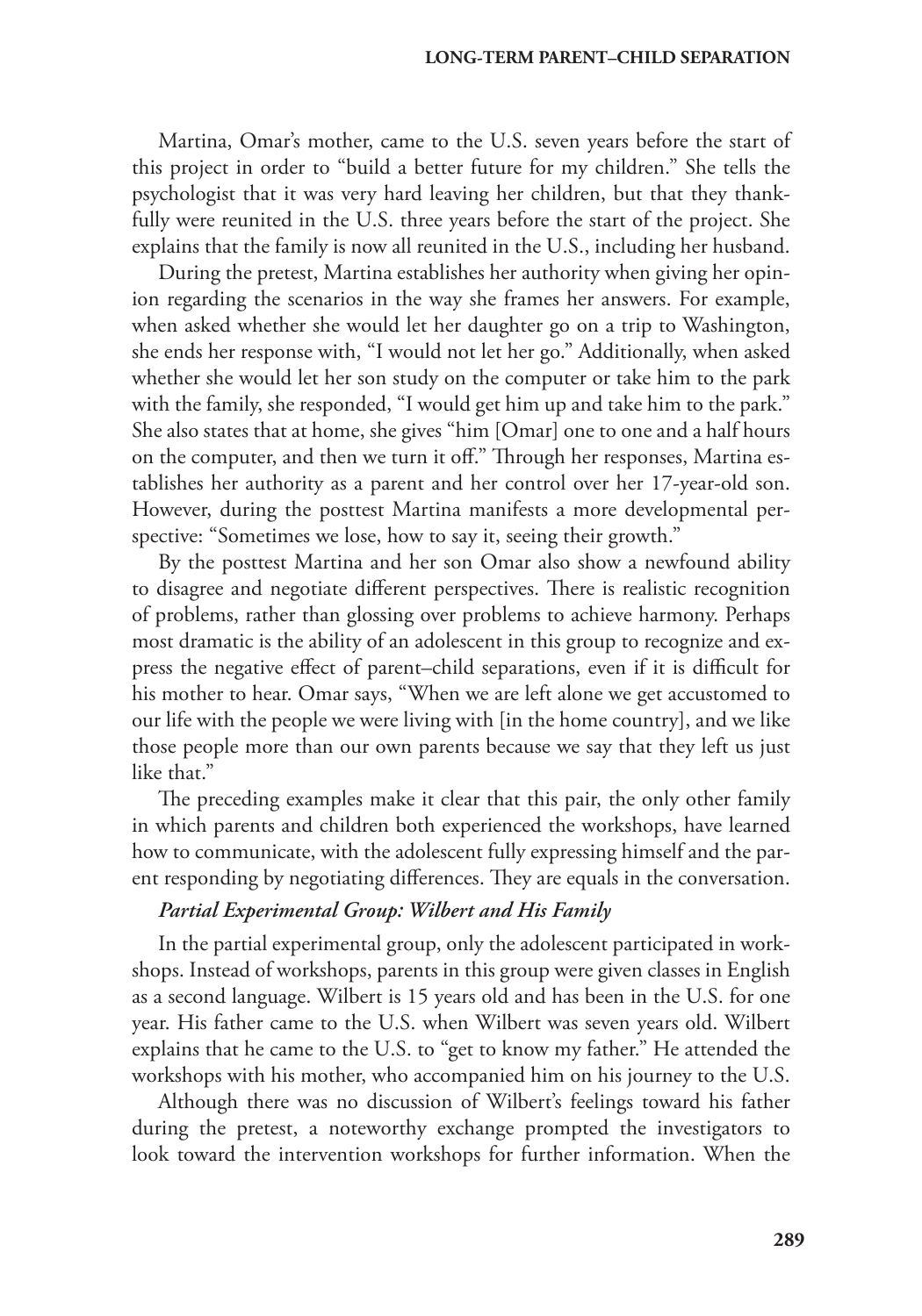Martina, Omar's mother, came to the U.S. seven years before the start of this project in order to "build a better future for my children." She tells the psychologist that it was very hard leaving her children, but that they thankfully were reunited in the U.S. three years before the start of the project. She explains that the family is now all reunited in the U.S., including her husband.

During the pretest, Martina establishes her authority when giving her opinion regarding the scenarios in the way she frames her answers. For example, when asked whether she would let her daughter go on a trip to Washington, she ends her response with, "I would not let her go." Additionally, when asked whether she would let her son study on the computer or take him to the park with the family, she responded, "I would get him up and take him to the park." She also states that at home, she gives "him [Omar] one to one and a half hours on the computer, and then we turn it off." Through her responses, Martina establishes her authority as a parent and her control over her 17-year-old son. However, during the posttest Martina manifests a more developmental perspective: "Sometimes we lose, how to say it, seeing their growth."

By the posttest Martina and her son Omar also show a newfound ability to disagree and negotiate different perspectives. There is realistic recognition of problems, rather than glossing over problems to achieve harmony. Perhaps most dramatic is the ability of an adolescent in this group to recognize and express the negative effect of parent–child separations, even if it is difficult for his mother to hear. Omar says, "When we are left alone we get accustomed to our life with the people we were living with [in the home country], and we like those people more than our own parents because we say that they left us just like that."

The preceding examples make it clear that this pair, the only other family in which parents and children both experienced the workshops, have learned how to communicate, with the adolescent fully expressing himself and the parent responding by negotiating differences. They are equals in the conversation.

### *Partial Experimental Group: Wilbert and His Family*

In the partial experimental group, only the adolescent participated in workshops. Instead of workshops, parents in this group were given classes in English as a second language. Wilbert is 15 years old and has been in the U.S. for one year. His father came to the U.S. when Wilbert was seven years old. Wilbert explains that he came to the U.S. to "get to know my father." He attended the workshops with his mother, who accompanied him on his journey to the U.S.

Although there was no discussion of Wilbert's feelings toward his father during the pretest, a noteworthy exchange prompted the investigators to look toward the intervention workshops for further information. When the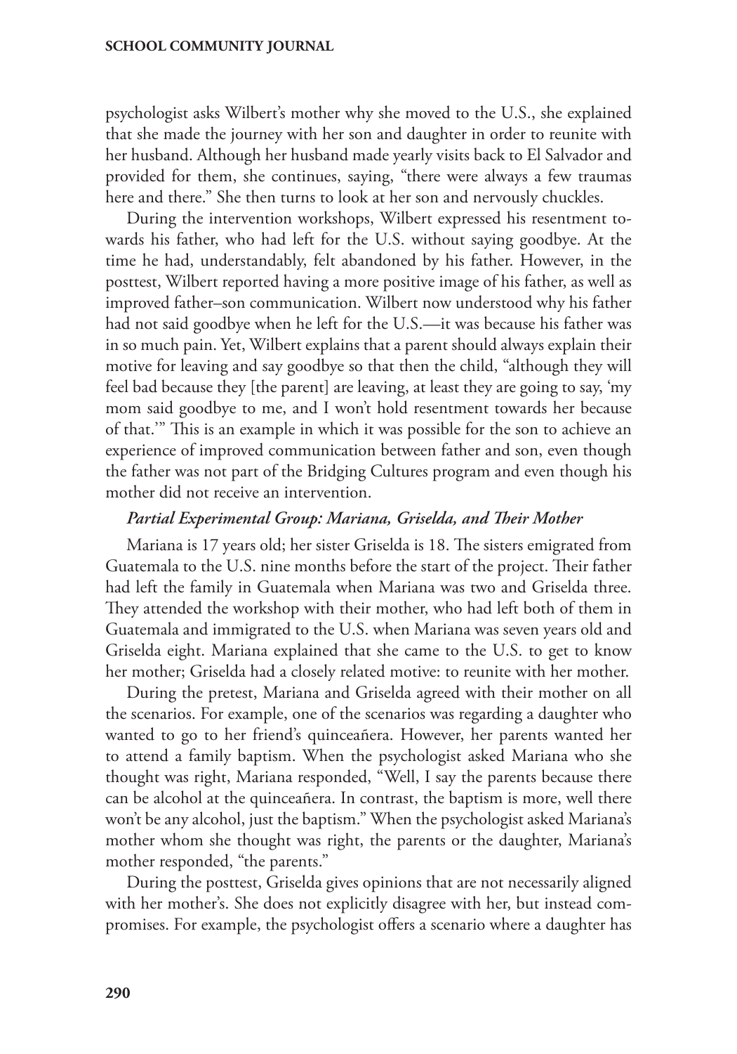psychologist asks Wilbert's mother why she moved to the U.S., she explained that she made the journey with her son and daughter in order to reunite with her husband. Although her husband made yearly visits back to El Salvador and provided for them, she continues, saying, "there were always a few traumas here and there." She then turns to look at her son and nervously chuckles.

During the intervention workshops, Wilbert expressed his resentment towards his father, who had left for the U.S. without saying goodbye. At the time he had, understandably, felt abandoned by his father. However, in the posttest, Wilbert reported having a more positive image of his father, as well as improved father–son communication. Wilbert now understood why his father had not said goodbye when he left for the U.S.—it was because his father was in so much pain. Yet, Wilbert explains that a parent should always explain their motive for leaving and say goodbye so that then the child, "although they will feel bad because they [the parent] are leaving, at least they are going to say, 'my mom said goodbye to me, and I won't hold resentment towards her because of that.'" This is an example in which it was possible for the son to achieve an experience of improved communication between father and son, even though the father was not part of the Bridging Cultures program and even though his mother did not receive an intervention.

***Partial Experimental Group: Mariana, Griselda, and Their Mother***

Mariana is 17 years old; her sister Griselda is 18. The sisters emigrated from Guatemala to the U.S. nine months before the start of the project. Their father had left the family in Guatemala when Mariana was two and Griselda three. They attended the workshop with their mother, who had left both of them in Guatemala and immigrated to the U.S. when Mariana was seven years old and Griselda eight. Mariana explained that she came to the U.S. to get to know her mother; Griselda had a closely related motive: to reunite with her mother.

During the pretest, Mariana and Griselda agreed with their mother on all the scenarios. For example, one of the scenarios was regarding a daughter who wanted to go to her friend's quinceañera. However, her parents wanted her to attend a family baptism. When the psychologist asked Mariana who she thought was right, Mariana responded, "Well, I say the parents because there can be alcohol at the quinceañera. In contrast, the baptism is more, well there won't be any alcohol, just the baptism." When the psychologist asked Mariana's mother whom she thought was right, the parents or the daughter, Mariana's mother responded, "the parents."

During the posttest, Griselda gives opinions that are not necessarily aligned with her mother's. She does not explicitly disagree with her, but instead compromises. For example, the psychologist offers a scenario where a daughter has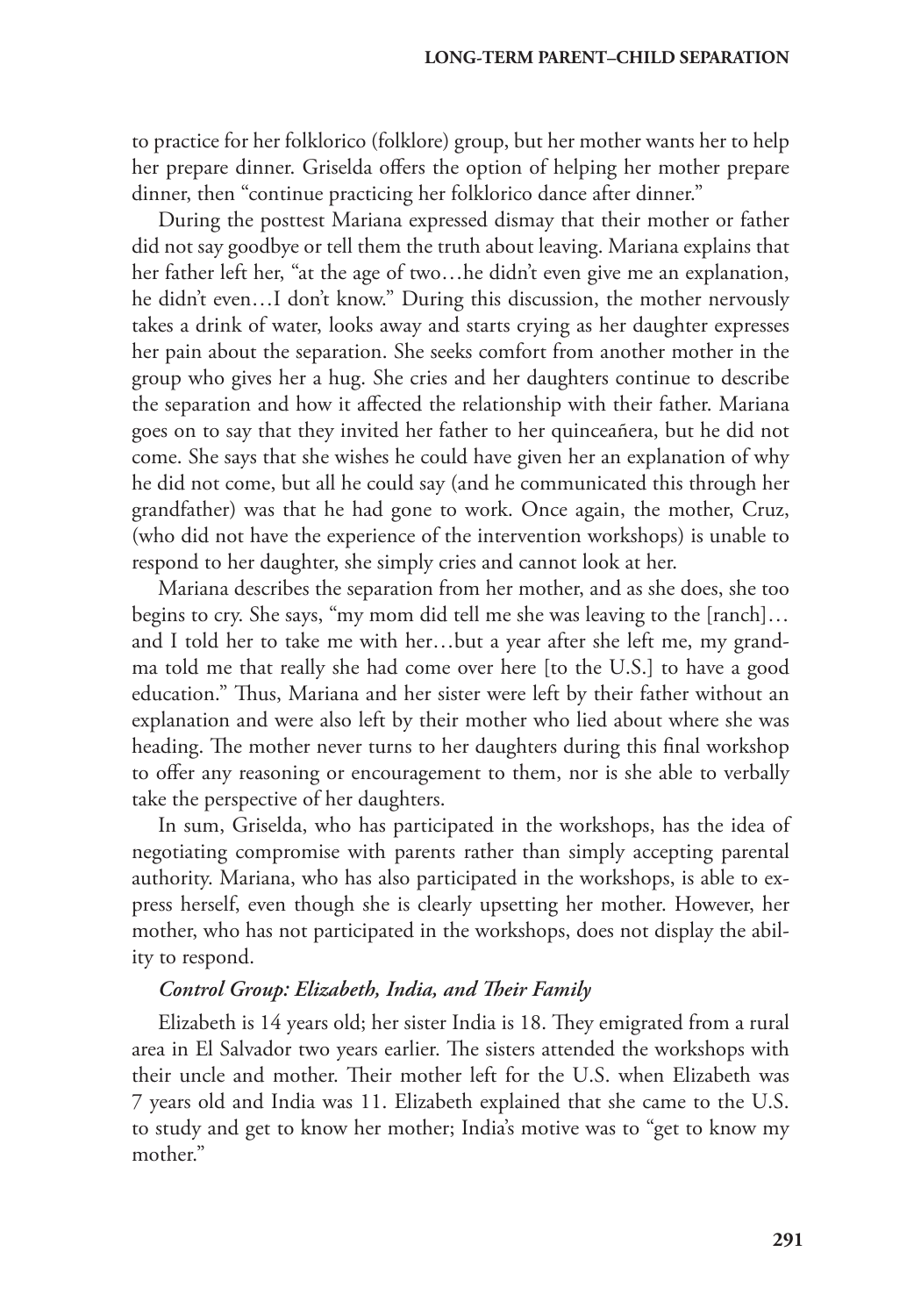to practice for her folklorico (folklore) group, but her mother wants her to help her prepare dinner. Griselda offers the option of helping her mother prepare dinner, then "continue practicing her folklorico dance after dinner."

During the posttest Mariana expressed dismay that their mother or father did not say goodbye or tell them the truth about leaving. Mariana explains that her father left her, "at the age of two…he didn't even give me an explanation, he didn't even…I don't know." During this discussion, the mother nervously takes a drink of water, looks away and starts crying as her daughter expresses her pain about the separation. She seeks comfort from another mother in the group who gives her a hug. She cries and her daughters continue to describe the separation and how it affected the relationship with their father. Mariana goes on to say that they invited her father to her quinceañera, but he did not come. She says that she wishes he could have given her an explanation of why he did not come, but all he could say (and he communicated this through her grandfather) was that he had gone to work. Once again, the mother, Cruz, (who did not have the experience of the intervention workshops) is unable to respond to her daughter, she simply cries and cannot look at her.

Mariana describes the separation from her mother, and as she does, she too begins to cry. She says, "my mom did tell me she was leaving to the [ranch]… and I told her to take me with her…but a year after she left me, my grandma told me that really she had come over here [to the U.S.] to have a good education." Thus, Mariana and her sister were left by their father without an explanation and were also left by their mother who lied about where she was heading. The mother never turns to her daughters during this final workshop to offer any reasoning or encouragement to them, nor is she able to verbally take the perspective of her daughters.

In sum, Griselda, who has participated in the workshops, has the idea of negotiating compromise with parents rather than simply accepting parental authority. Mariana, who has also participated in the workshops, is able to express herself, even though she is clearly upsetting her mother. However, her mother, who has not participated in the workshops, does not display the ability to respond.

#### *Control Group: Elizabeth, India, and Their Family*

Elizabeth is 14 years old; her sister India is 18. They emigrated from a rural area in El Salvador two years earlier. The sisters attended the workshops with their uncle and mother. Their mother left for the U.S. when Elizabeth was 7 years old and India was 11. Elizabeth explained that she came to the U.S. to study and get to know her mother; India's motive was to "get to know my mother."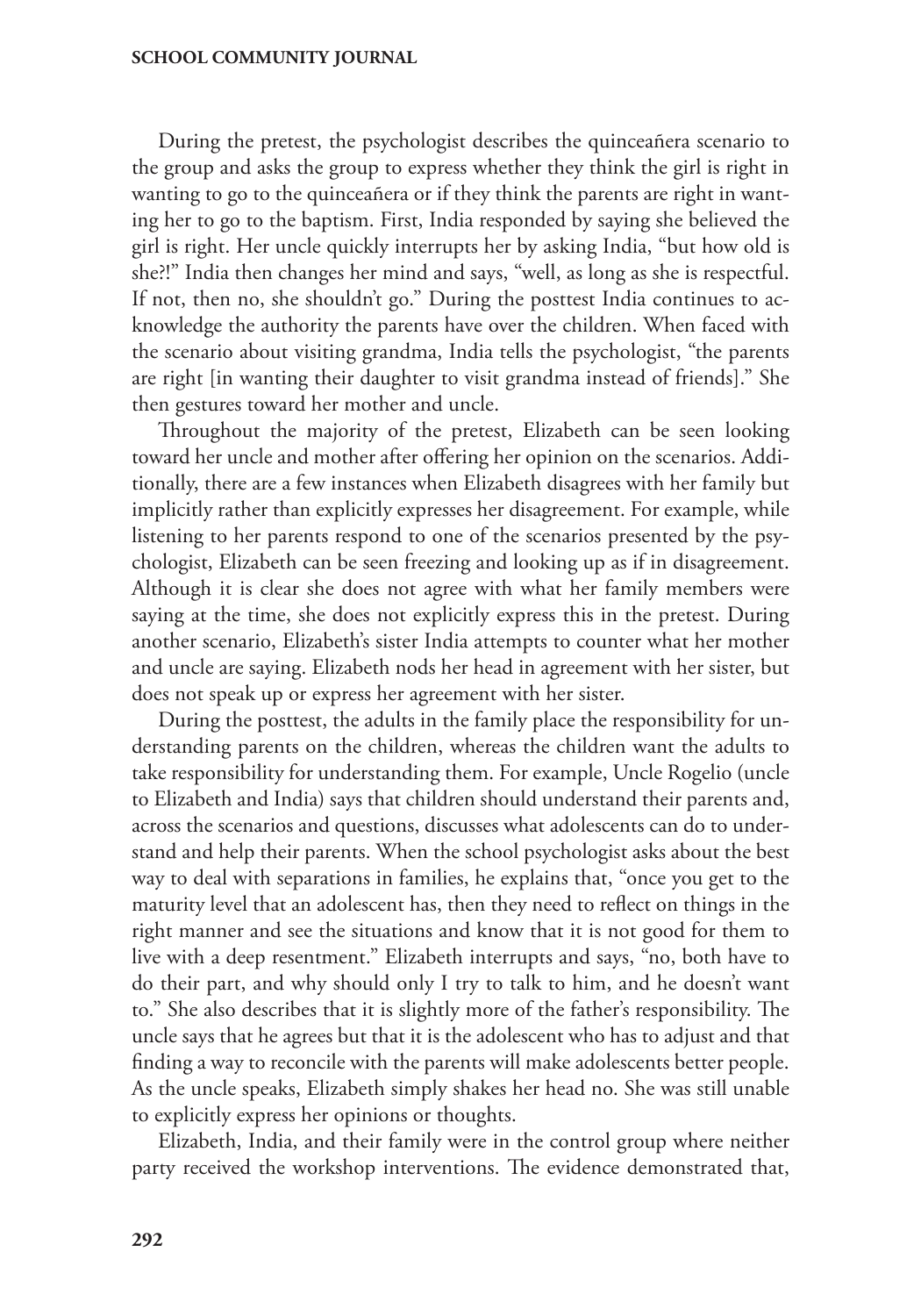During the pretest, the psychologist describes the quinceañera scenario to the group and asks the group to express whether they think the girl is right in wanting to go to the quinceañera or if they think the parents are right in wanting her to go to the baptism. First, India responded by saying she believed the girl is right. Her uncle quickly interrupts her by asking India, "but how old is she?!" India then changes her mind and says, "well, as long as she is respectful. If not, then no, she shouldn't go." During the posttest India continues to acknowledge the authority the parents have over the children. When faced with the scenario about visiting grandma, India tells the psychologist, "the parents are right [in wanting their daughter to visit grandma instead of friends]." She then gestures toward her mother and uncle.

Throughout the majority of the pretest, Elizabeth can be seen looking toward her uncle and mother after offering her opinion on the scenarios. Additionally, there are a few instances when Elizabeth disagrees with her family but implicitly rather than explicitly expresses her disagreement. For example, while listening to her parents respond to one of the scenarios presented by the psychologist, Elizabeth can be seen freezing and looking up as if in disagreement. Although it is clear she does not agree with what her family members were saying at the time, she does not explicitly express this in the pretest. During another scenario, Elizabeth's sister India attempts to counter what her mother and uncle are saying. Elizabeth nods her head in agreement with her sister, but does not speak up or express her agreement with her sister.

During the posttest, the adults in the family place the responsibility for understanding parents on the children, whereas the children want the adults to take responsibility for understanding them. For example, Uncle Rogelio (uncle to Elizabeth and India) says that children should understand their parents and, across the scenarios and questions, discusses what adolescents can do to understand and help their parents. When the school psychologist asks about the best way to deal with separations in families, he explains that, "once you get to the maturity level that an adolescent has, then they need to reflect on things in the right manner and see the situations and know that it is not good for them to live with a deep resentment." Elizabeth interrupts and says, "no, both have to do their part, and why should only I try to talk to him, and he doesn't want to." She also describes that it is slightly more of the father's responsibility. The uncle says that he agrees but that it is the adolescent who has to adjust and that finding a way to reconcile with the parents will make adolescents better people. As the uncle speaks, Elizabeth simply shakes her head no. She was still unable to explicitly express her opinions or thoughts.

Elizabeth, India, and their family were in the control group where neither party received the workshop interventions. The evidence demonstrated that,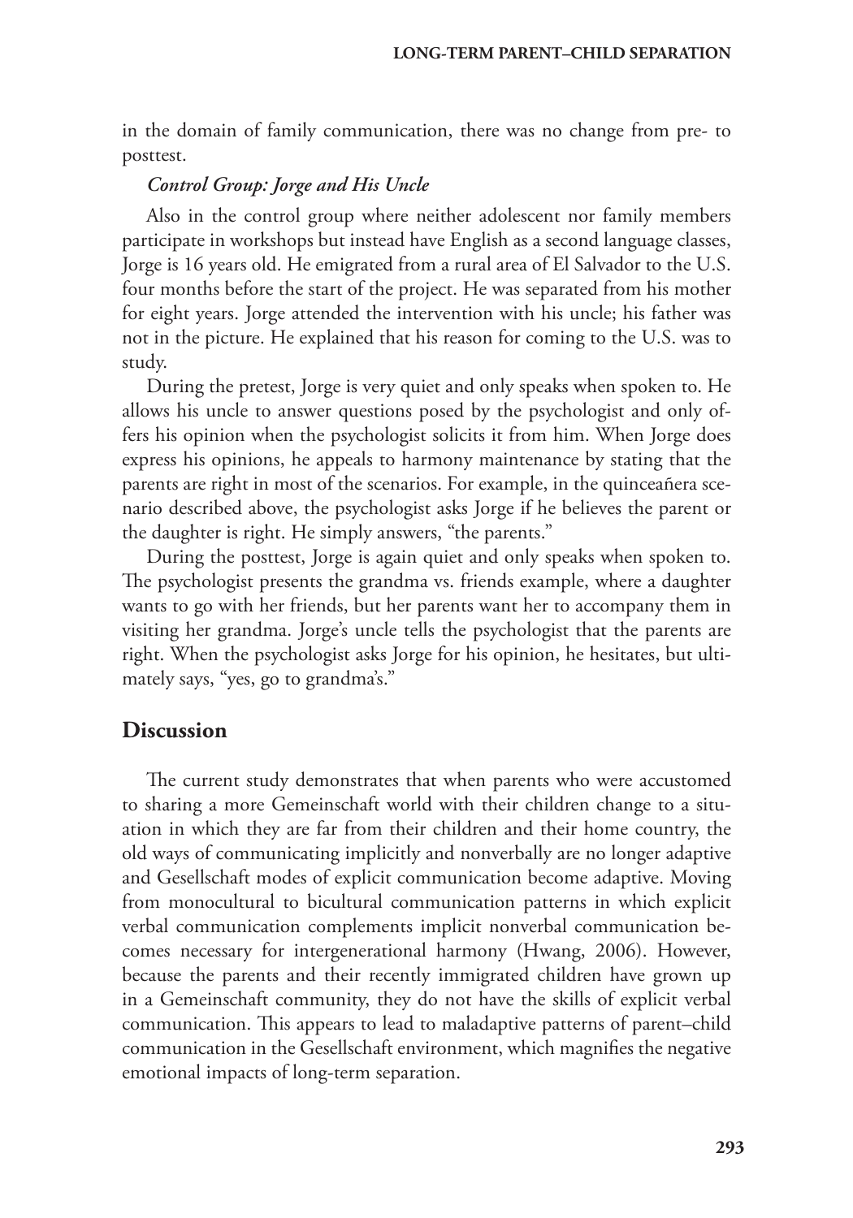in the domain of family communication, there was no change from pre- to posttest.

### *Control Group: Jorge and His Uncle*

Also in the control group where neither adolescent nor family members participate in workshops but instead have English as a second language classes, Jorge is 16 years old. He emigrated from a rural area of El Salvador to the U.S. four months before the start of the project. He was separated from his mother for eight years. Jorge attended the intervention with his uncle; his father was not in the picture. He explained that his reason for coming to the U.S. was to study.

During the pretest, Jorge is very quiet and only speaks when spoken to. He allows his uncle to answer questions posed by the psychologist and only offers his opinion when the psychologist solicits it from him. When Jorge does express his opinions, he appeals to harmony maintenance by stating that the parents are right in most of the scenarios. For example, in the quinceañera scenario described above, the psychologist asks Jorge if he believes the parent or the daughter is right. He simply answers, "the parents."

During the posttest, Jorge is again quiet and only speaks when spoken to. The psychologist presents the grandma vs. friends example, where a daughter wants to go with her friends, but her parents want her to accompany them in visiting her grandma. Jorge's uncle tells the psychologist that the parents are right. When the psychologist asks Jorge for his opinion, he hesitates, but ultimately says, "yes, go to grandma's."

## Discussion

The current study demonstrates that when parents who were accustomed to sharing a more Gemeinschaft world with their children change to a situation in which they are far from their children and their home country, the old ways of communicating implicitly and nonverbally are no longer adaptive and Gesellschaft modes of explicit communication become adaptive. Moving from monocultural to bicultural communication patterns in which explicit verbal communication complements implicit nonverbal communication becomes necessary for intergenerational harmony (Hwang, 2006). However, because the parents and their recently immigrated children have grown up in a Gemeinschaft community, they do not have the skills of explicit verbal communication. This appears to lead to maladaptive patterns of parent–child communication in the Gesellschaft environment, which magnifies the negative emotional impacts of long-term separation.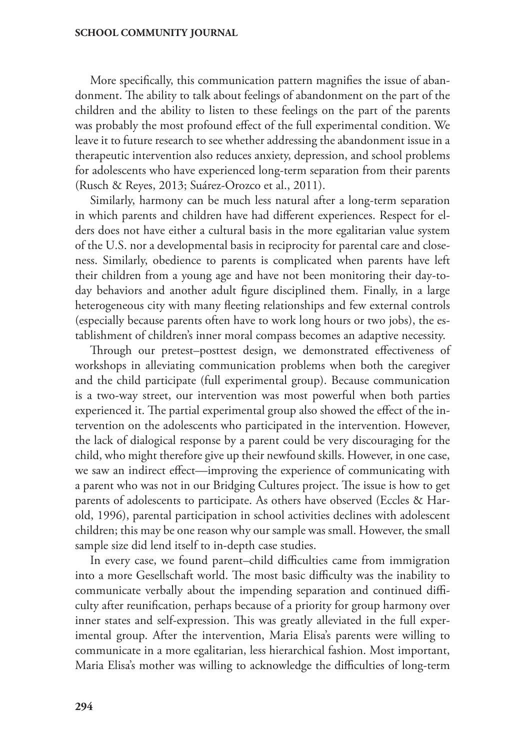More specifically, this communication pattern magnifies the issue of abandonment. The ability to talk about feelings of abandonment on the part of the children and the ability to listen to these feelings on the part of the parents was probably the most profound effect of the full experimental condition. We leave it to future research to see whether addressing the abandonment issue in a therapeutic intervention also reduces anxiety, depression, and school problems for adolescents who have experienced long-term separation from their parents (Rusch & Reyes, 2013; Suárez-Orozco et al., 2011).

Similarly, harmony can be much less natural after a long-term separation in which parents and children have had different experiences. Respect for elders does not have either a cultural basis in the more egalitarian value system of the U.S. nor a developmental basis in reciprocity for parental care and closeness. Similarly, obedience to parents is complicated when parents have left their children from a young age and have not been monitoring their day-to-day behaviors and another adult figure disciplined them. Finally, in a large heterogeneous city with many fleeting relationships and few external controls (especially because parents often have to work long hours or two jobs), the establishment of children's inner moral compass becomes an adaptive necessity.

Through our pretest–posttest design, we demonstrated effectiveness of workshops in alleviating communication problems when both the caregiver and the child participate (full experimental group). Because communication is a two-way street, our intervention was most powerful when both parties experienced it. The partial experimental group also showed the effect of the intervention on the adolescents who participated in the intervention. However, the lack of dialogical response by a parent could be very discouraging for the child, who might therefore give up their newfound skills. However, in one case, we saw an indirect effect—improving the experience of communicating with a parent who was not in our Bridging Cultures project. The issue is how to get parents of adolescents to participate. As others have observed (Eccles & Harold, 1996), parental participation in school activities declines with adolescent children; this may be one reason why our sample was small. However, the small sample size did lend itself to in-depth case studies.

In every case, we found parent–child difficulties came from immigration into a more Gesellschaft world. The most basic difficulty was the inability to communicate verbally about the impending separation and continued difficulty after reunification, perhaps because of a priority for group harmony over inner states and self-expression. This was greatly alleviated in the full experimental group. After the intervention, Maria Elisa's parents were willing to communicate in a more egalitarian, less hierarchical fashion. Most important, Maria Elisa's mother was willing to acknowledge the difficulties of long-term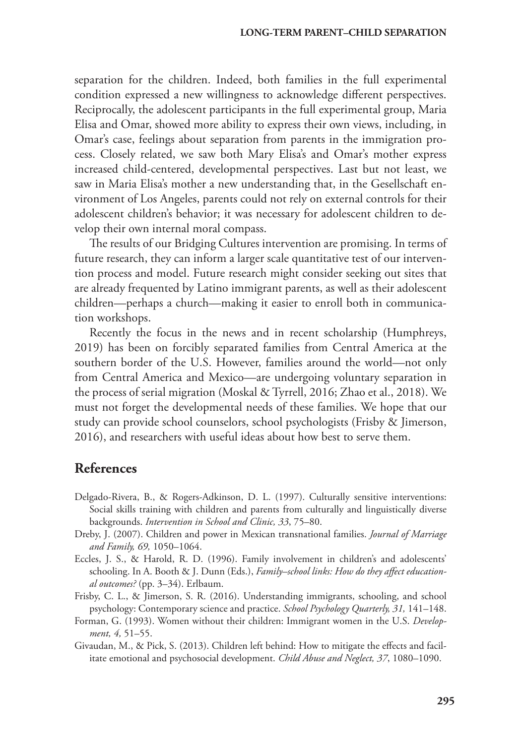separation for the children. Indeed, both families in the full experimental condition expressed a new willingness to acknowledge different perspectives. Reciprocally, the adolescent participants in the full experimental group, Maria Elisa and Omar, showed more ability to express their own views, including, in Omar's case, feelings about separation from parents in the immigration process. Closely related, we saw both Mary Elisa's and Omar's mother express increased child-centered, developmental perspectives. Last but not least, we saw in Maria Elisa's mother a new understanding that, in the Gesellschaft environment of Los Angeles, parents could not rely on external controls for their adolescent children's behavior; it was necessary for adolescent children to develop their own internal moral compass.

The results of our Bridging Cultures intervention are promising. In terms of future research, they can inform a larger scale quantitative test of our intervention process and model. Future research might consider seeking out sites that are already frequented by Latino immigrant parents, as well as their adolescent children—perhaps a church—making it easier to enroll both in communication workshops.

Recently the focus in the news and in recent scholarship (Humphreys, 2019) has been on forcibly separated families from Central America at the southern border of the U.S. However, families around the world—not only from Central America and Mexico—are undergoing voluntary separation in the process of serial migration (Moskal & Tyrrell, 2016; Zhao et al., 2018). We must not forget the developmental needs of these families. We hope that our study can provide school counselors, school psychologists (Frisby & Jimerson, 2016), and researchers with useful ideas about how best to serve them.

## References

Delgado-Rivera, B., & Rogers-Adkinson, D. L. (1997). Culturally sensitive interventions: Social skills training with children and parents from culturally and linguistically diverse backgrounds. *Intervention in School and Clinic, 33*, 75–80.

Dreby, J. (2007). Children and power in Mexican transnational families. *Journal of Marriage and Family, 69,* 1050–1064.

Eccles, J. S., & Harold, R. D. (1996). Family involvement in children's and adolescents' schooling. In A. Booth & J. Dunn (Eds.), *Family–school links: How do they affect educational outcomes?* (pp. 3–34). Erlbaum.

Frisby, C. L., & Jimerson, S. R. (2016). Understanding immigrants, schooling, and school psychology: Contemporary science and practice. *School Psychology Quarterly, 31,* 141–148.

Forman, G. (1993). Women without their children: Immigrant women in the U.S. *Development, 4,* 51–55.

Givaudan, M., & Pick, S. (2013). Children left behind: How to mitigate the effects and facilitate emotional and psychosocial development. *Child Abuse and Neglect, 37*, 1080–1090.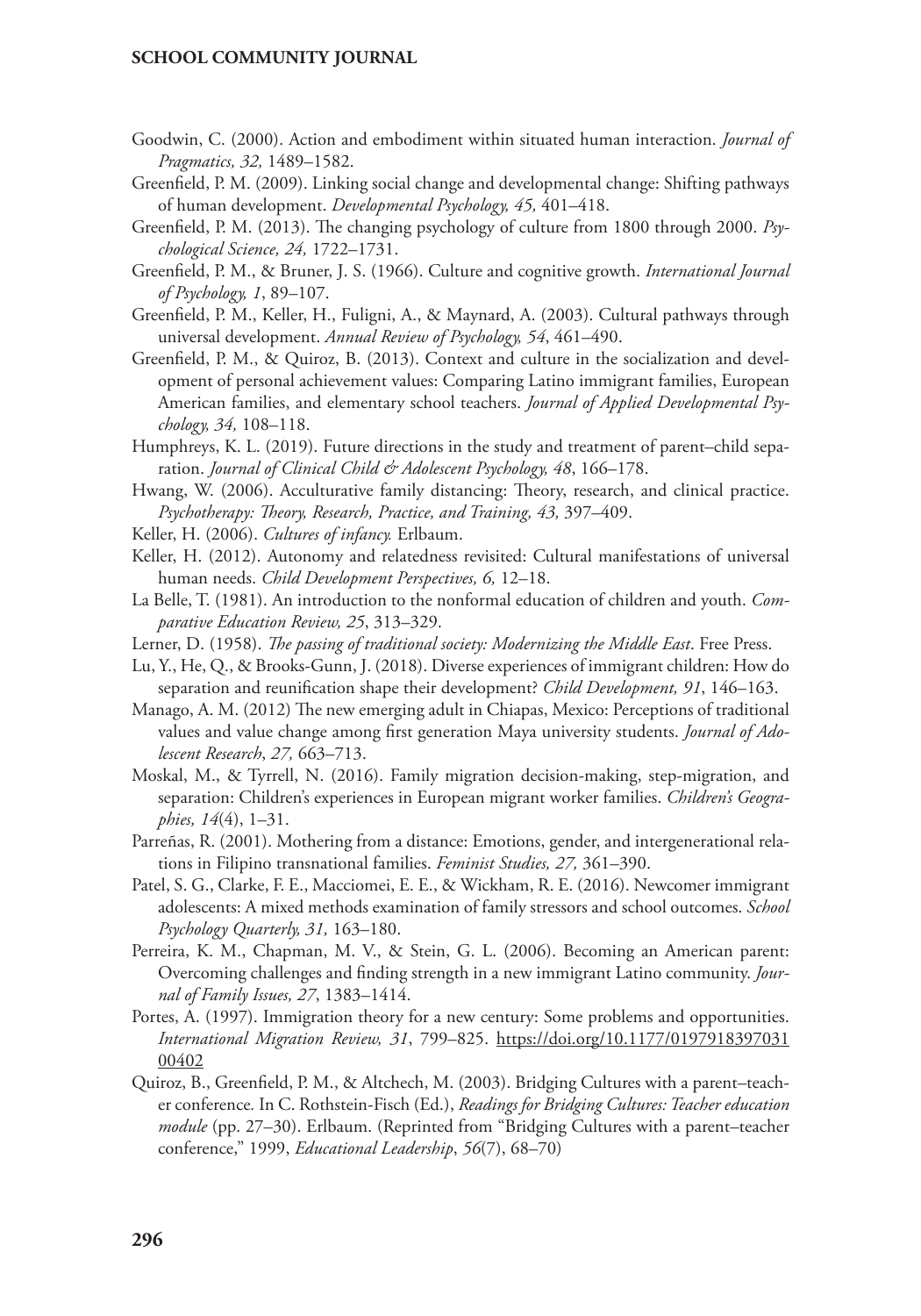Goodwin, C. (2000). Action and embodiment within situated human interaction. *Journal of Pragmatics, 32,* 1489–1582.

Greenfield, P. M. (2009). Linking social change and developmental change: Shifting pathways of human development. *Developmental Psychology, 45,* 401–418.

Greenfield, P. M. (2013). The changing psychology of culture from 1800 through 2000. *Psychological Science, 24,* 1722–1731.

Greenfield, P. M., & Bruner, J. S. (1966). Culture and cognitive growth. *International Journal of Psychology, 1*, 89–107.

Greenfield, P. M., Keller, H., Fuligni, A., & Maynard, A. (2003). Cultural pathways through universal development. *Annual Review of Psychology, 54*, 461–490.

Greenfield, P. M., & Quiroz, B. (2013). Context and culture in the socialization and development of personal achievement values: Comparing Latino immigrant families, European American families, and elementary school teachers. *Journal of Applied Developmental Psychology, 34,* 108–118.

Humphreys, K. L. (2019). Future directions in the study and treatment of parent–child separation. *Journal of Clinical Child & Adolescent Psychology, 48*, 166–178.

Hwang, W. (2006). Acculturative family distancing: Theory, research, and clinical practice. *Psychotherapy: Theory, Research, Practice, and Training, 43,* 397–409.

Keller, H. (2006). *Cultures of infancy.* Erlbaum.

Keller, H. (2012). Autonomy and relatedness revisited: Cultural manifestations of universal human needs. *Child Development Perspectives, 6,* 12–18.

La Belle, T. (1981). An introduction to the nonformal education of children and youth. *Comparative Education Review, 25*, 313–329.

Lerner, D. (1958). *The passing of traditional society: Modernizing the Middle East*. Free Press.

Lu, Y., He, Q., & Brooks-Gunn, J. (2018). Diverse experiences of immigrant children: How do separation and reunification shape their development? *Child Development, 91*, 146–163.

Manago, A. M. (2012) The new emerging adult in Chiapas, Mexico: Perceptions of traditional values and value change among first generation Maya university students. *Journal of Adolescent Research*, *27,* 663–713.

Moskal, M., & Tyrrell, N. (2016). Family migration decision-making, step-migration, and separation: Children's experiences in European migrant worker families. *Children's Geographies, 14*(4), 1–31.

Parreñas, R. (2001). Mothering from a distance: Emotions, gender, and intergenerational relations in Filipino transnational families. *Feminist Studies, 27,* 361–390.

Patel, S. G., Clarke, F. E., Macciomei, E. E., & Wickham, R. E. (2016). Newcomer immigrant adolescents: A mixed methods examination of family stressors and school outcomes. *School Psychology Quarterly, 31,* 163–180.

Perreira, K. M., Chapman, M. V., & Stein, G. L. (2006). Becoming an American parent: Overcoming challenges and finding strength in a new immigrant Latino community. *Journal of Family Issues, 27*, 1383–1414.

Portes, A. (1997). Immigration theory for a new century: Some problems and opportunities. *International Migration Review, 31*, 799–825. https://doi.org/10.1177/019791839703100402

Quiroz, B., Greenfield, P. M., & Altchech, M. (2003). Bridging Cultures with a parent–teacher conference. In C. Rothstein-Fisch (Ed.), *Readings for Bridging Cultures: Teacher education module* (pp. 27–30). Erlbaum. (Reprinted from "Bridging Cultures with a parent–teacher conference," 1999, *Educational Leadership*, *56*(7), 68–70)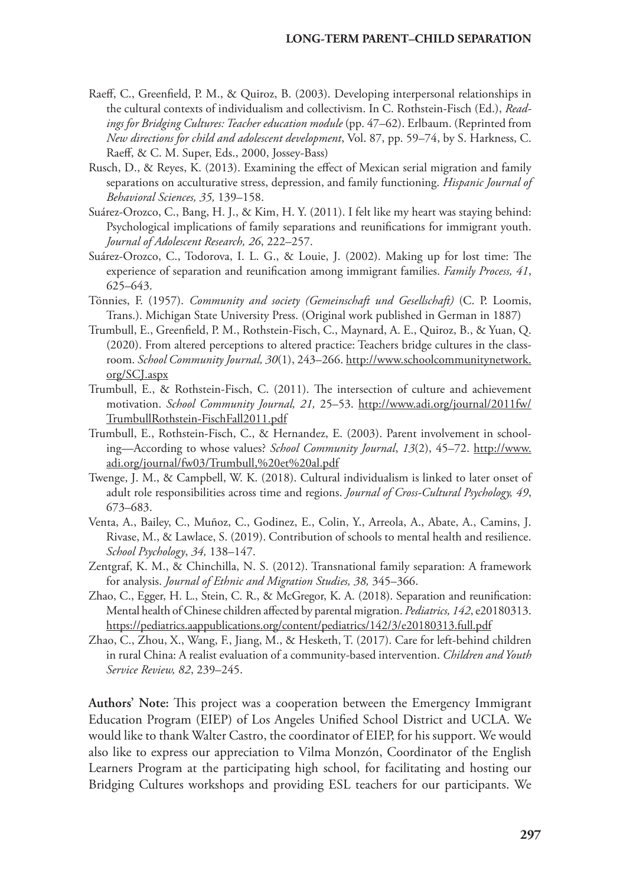Raeff, C., Greenfield, P. M., & Quiroz, B. (2003). Developing interpersonal relationships in the cultural contexts of individualism and collectivism. In C. Rothstein-Fisch (Ed.), *Readings for Bridging Cultures: Teacher education module* (pp. 47–62). Erlbaum. (Reprinted from *New directions for child and adolescent development*, Vol. 87, pp. 59–74, by S. Harkness, C. Raeff, & C. M. Super, Eds., 2000, Jossey-Bass)

Rusch, D., & Reyes, K. (2013). Examining the effect of Mexican serial migration and family separations on acculturative stress, depression, and family functioning. *Hispanic Journal of Behavioral Sciences, 35,* 139–158.

Suárez-Orozco, C., Bang, H. J., & Kim, H. Y. (2011). I felt like my heart was staying behind: Psychological implications of family separations and reunifications for immigrant youth. *Journal of Adolescent Research, 26*, 222–257.

Suárez-Orozco, C., Todorova, I. L. G., & Louie, J. (2002). Making up for lost time: The experience of separation and reunification among immigrant families. *Family Process, 41*, 625–643.

Tönnies, F. (1957). *Community and society (Gemeinschaft und Gesellschaft)* (C. P. Loomis, Trans.). Michigan State University Press. (Original work published in German in 1887)

Trumbull, E., Greenfield, P. M., Rothstein-Fisch, C., Maynard, A. E., Quiroz, B., & Yuan, Q. (2020). From altered perceptions to altered practice: Teachers bridge cultures in the classroom. *School Community Journal, 30*(1), 243–266. http://www.schoolcommunitynetwork.org/SCJ.aspx

Trumbull, E., & Rothstein-Fisch, C. (2011). The intersection of culture and achievement motivation. *School Community Journal, 21,* 25–53. http://www.adi.org/journal/2011fw/TrumbullRothstein-FischFall2011.pdf

Trumbull, E., Rothstein-Fisch, C., & Hernandez, E. (2003). Parent involvement in schooling—According to whose values? *School Community Journal*, *13*(2), 45–72. http://www.adi.org/journal/fw03/Trumbull,%20et%20al.pdf

Twenge, J. M., & Campbell, W. K. (2018). Cultural individualism is linked to later onset of adult role responsibilities across time and regions. *Journal of Cross-Cultural Psychology, 49*, 673–683.

Venta, A., Bailey, C., Muñoz, C., Godinez, E., Colin, Y., Arreola, A., Abate, A., Camins, J. Rivase, M., & Lawlace, S. (2019). Contribution of schools to mental health and resilience. *School Psychology*, *34,* 138–147.

Zentgraf, K. M., & Chinchilla, N. S. (2012). Transnational family separation: A framework for analysis. *Journal of Ethnic and Migration Studies, 38,* 345–366.

Zhao, C., Egger, H. L., Stein, C. R., & McGregor, K. A. (2018). Separation and reunification: Mental health of Chinese children affected by parental migration. *Pediatrics, 142*, e20180313. https://pediatrics.aappublications.org/content/pediatrics/142/3/e20180313.full.pdf

Zhao, C., Zhou, X., Wang, F., Jiang, M., & Hesketh, T. (2017). Care for left-behind children in rural China: A realist evaluation of a community-based intervention. *Children and Youth Service Review, 82*, 239–245.

**Authors' Note:** This project was a cooperation between the Emergency Immigrant Education Program (EIEP) of Los Angeles Unified School District and UCLA. We would like to thank Walter Castro, the coordinator of EIEP, for his support. We would also like to express our appreciation to Vilma Monzón, Coordinator of the English Learners Program at the participating high school, for facilitating and hosting our Bridging Cultures workshops and providing ESL teachers for our participants. We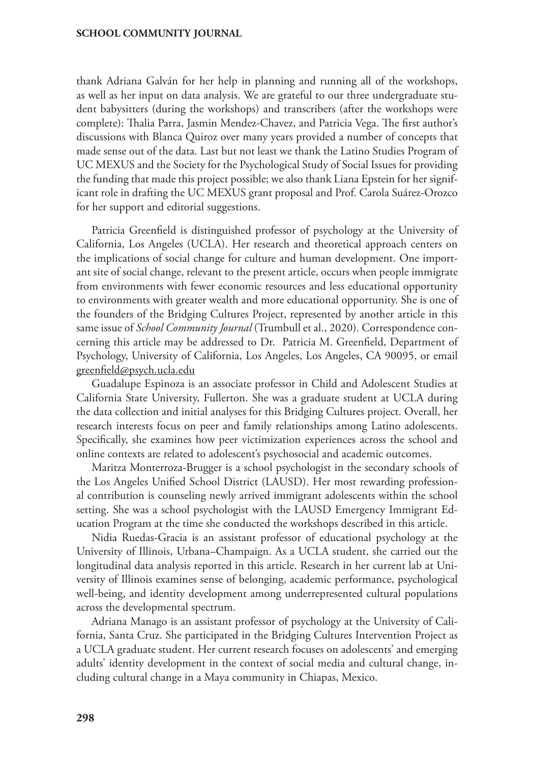thank Adriana Galván for her help in planning and running all of the workshops, as well as her input on data analysis. We are grateful to our three undergraduate student babysitters (during the workshops) and transcribers (after the workshops were complete): Thalia Parra, Jasmin Mendez-Chavez, and Patricia Vega. The first author's discussions with Blanca Quiroz over many years provided a number of concepts that made sense out of the data. Last but not least we thank the Latino Studies Program of UC MEXUS and the Society for the Psychological Study of Social Issues for providing the funding that made this project possible; we also thank Liana Epstein for her significant role in drafting the UC MEXUS grant proposal and Prof. Carola Suárez-Orozco for her support and editorial suggestions.

Patricia Greenfield is distinguished professor of psychology at the University of California, Los Angeles (UCLA). Her research and theoretical approach centers on the implications of social change for culture and human development. One important site of social change, relevant to the present article, occurs when people immigrate from environments with fewer economic resources and less educational opportunity to environments with greater wealth and more educational opportunity. She is one of the founders of the Bridging Cultures Project, represented by another article in this same issue of *School Community Journal* (Trumbull et al., 2020). Correspondence concerning this article may be addressed to Dr. Patricia M. Greenfield, Department of Psychology, University of California, Los Angeles, Los Angeles, CA 90095, or email greenfield@psych.ucla.edu

Guadalupe Espinoza is an associate professor in Child and Adolescent Studies at California State University, Fullerton. She was a graduate student at UCLA during the data collection and initial analyses for this Bridging Cultures project. Overall, her research interests focus on peer and family relationships among Latino adolescents. Specifically, she examines how peer victimization experiences across the school and online contexts are related to adolescent's psychosocial and academic outcomes.

Maritza Monterroza-Brugger is a school psychologist in the secondary schools of the Los Angeles Unified School District (LAUSD). Her most rewarding professional contribution is counseling newly arrived immigrant adolescents within the school setting. She was a school psychologist with the LAUSD Emergency Immigrant Education Program at the time she conducted the workshops described in this article.

Nidia Ruedas-Gracia is an assistant professor of educational psychology at the University of Illinois, Urbana–Champaign. As a UCLA student, she carried out the longitudinal data analysis reported in this article. Research in her current lab at University of Illinois examines sense of belonging, academic performance, psychological well-being, and identity development among underrepresented cultural populations across the developmental spectrum.

Adriana Manago is an assistant professor of psychology at the University of California, Santa Cruz. She participated in the Bridging Cultures Intervention Project as a UCLA graduate student. Her current research focuses on adolescents' and emerging adults' identity development in the context of social media and cultural change, including cultural change in a Maya community in Chiapas, Mexico.